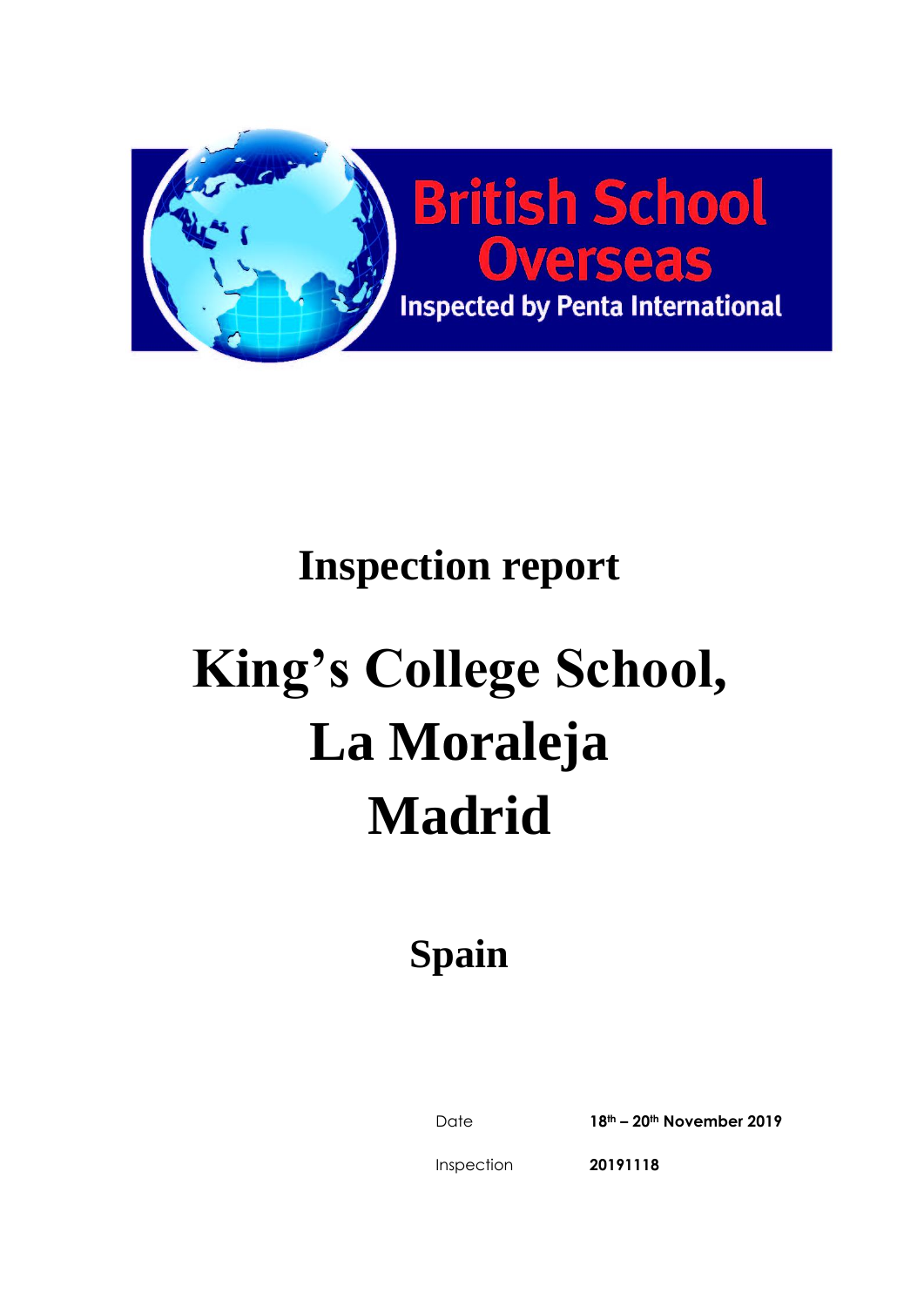British School Overseas

Inspected by Penta International

# Inspection report

# King's College School, La Moraleja Madrid

## Spain

| | |
|---|---|
| Date | **18th – 20th November 2019** |
| Inspection | **20191118** |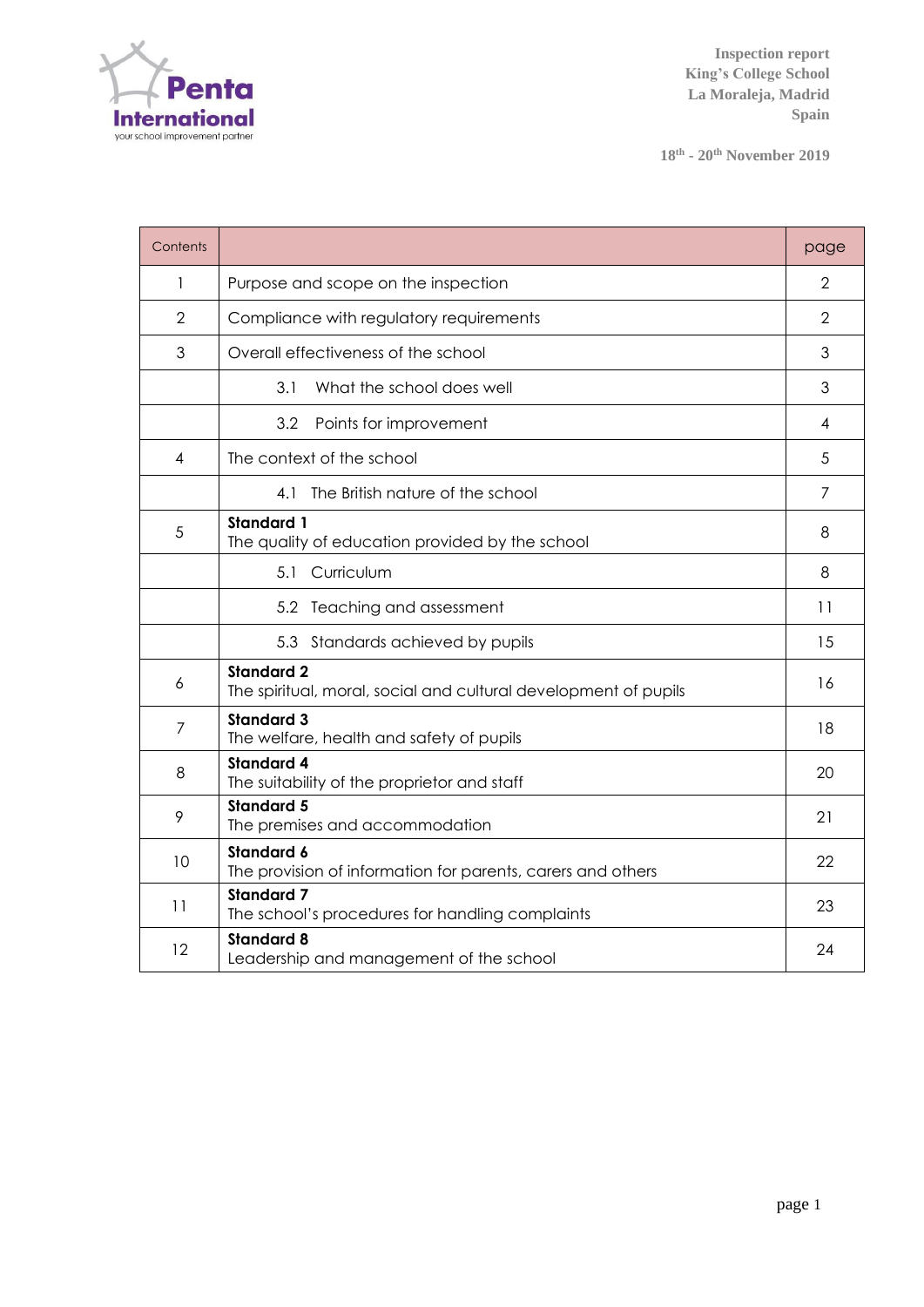Inspection report
King's College School
La Moraleja, Madrid
Spain

18th - 20th November 2019

| Contents | | page |
|---|---|---|
| 1 | Purpose and scope on the inspection | 2 |
| 2 | Compliance with regulatory requirements | 2 |
| 3 | Overall effectiveness of the school | 3 |
| | 3.1 What the school does well | 3 |
| | 3.2 Points for improvement | 4 |
| 4 | The context of the school | 5 |
| | 4.1 The British nature of the school | 7 |
| 5 | **Standard 1**<br>The quality of education provided by the school | 8 |
| | 5.1 Curriculum | 8 |
| | 5.2 Teaching and assessment | 11 |
| | 5.3 Standards achieved by pupils | 15 |
| 6 | **Standard 2**<br>The spiritual, moral, social and cultural development of pupils | 16 |
| 7 | **Standard 3**<br>The welfare, health and safety of pupils | 18 |
| 8 | **Standard 4**<br>The suitability of the proprietor and staff | 20 |
| 9 | **Standard 5**<br>The premises and accommodation | 21 |
| 10 | **Standard 6**<br>The provision of information for parents, carers and others | 22 |
| 11 | **Standard 7**<br>The school's procedures for handling complaints | 23 |
| 12 | **Standard 8**<br>Leadership and management of the school | 24 |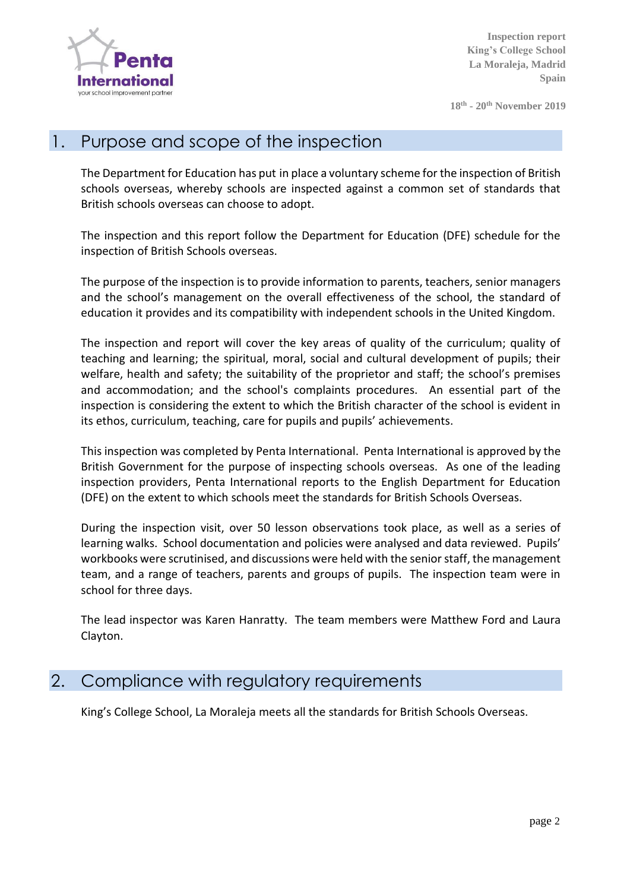## 1. Purpose and scope of the inspection

The Department for Education has put in place a voluntary scheme for the inspection of British schools overseas, whereby schools are inspected against a common set of standards that British schools overseas can choose to adopt.

The inspection and this report follow the Department for Education (DFE) schedule for the inspection of British Schools overseas.

The purpose of the inspection is to provide information to parents, teachers, senior managers and the school's management on the overall effectiveness of the school, the standard of education it provides and its compatibility with independent schools in the United Kingdom.

The inspection and report will cover the key areas of quality of the curriculum; quality of teaching and learning; the spiritual, moral, social and cultural development of pupils; their welfare, health and safety; the suitability of the proprietor and staff; the school's premises and accommodation; and the school's complaints procedures. An essential part of the inspection is considering the extent to which the British character of the school is evident in its ethos, curriculum, teaching, care for pupils and pupils' achievements.

This inspection was completed by Penta International. Penta International is approved by the British Government for the purpose of inspecting schools overseas. As one of the leading inspection providers, Penta International reports to the English Department for Education (DFE) on the extent to which schools meet the standards for British Schools Overseas.

During the inspection visit, over 50 lesson observations took place, as well as a series of learning walks. School documentation and policies were analysed and data reviewed. Pupils' workbooks were scrutinised, and discussions were held with the senior staff, the management team, and a range of teachers, parents and groups of pupils. The inspection team were in school for three days.

The lead inspector was Karen Hanratty. The team members were Matthew Ford and Laura Clayton.

## 2. Compliance with regulatory requirements

King's College School, La Moraleja meets all the standards for British Schools Overseas.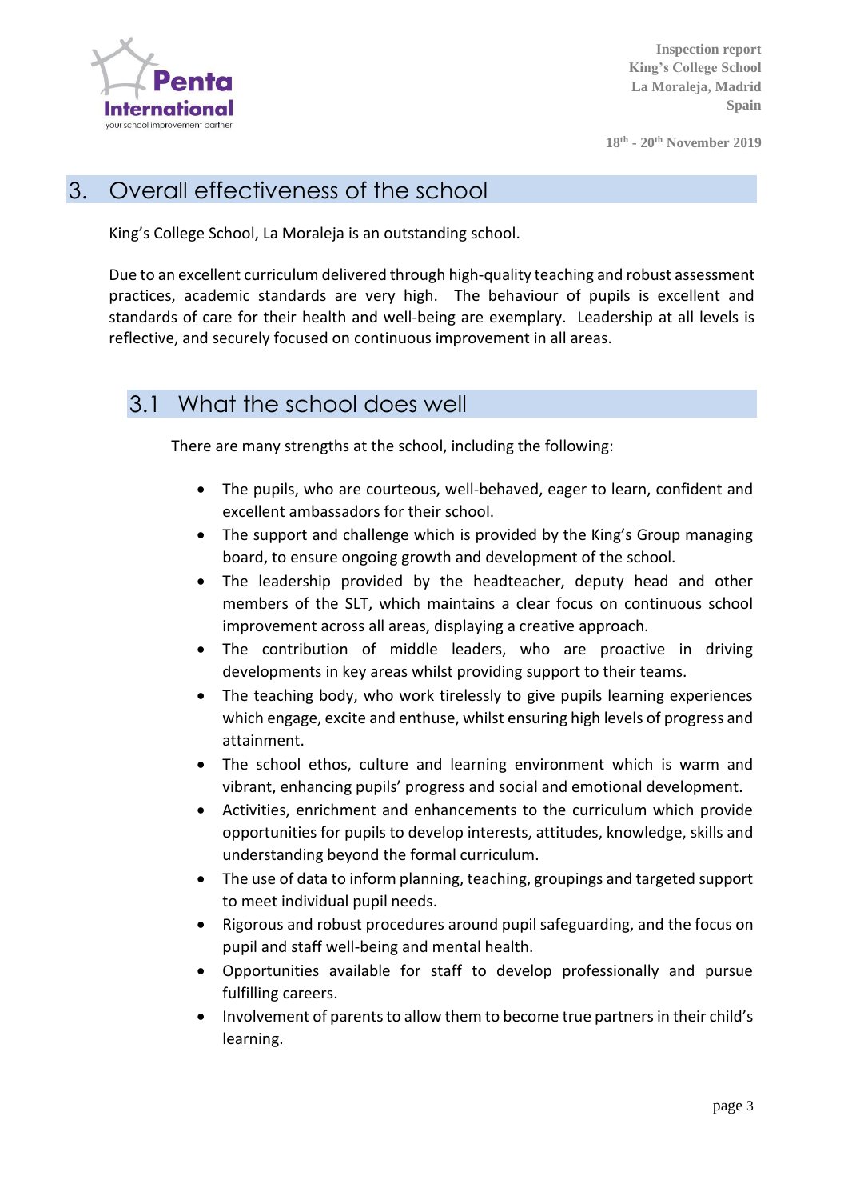## 3. Overall effectiveness of the school

King's College School, La Moraleja is an outstanding school.

Due to an excellent curriculum delivered through high-quality teaching and robust assessment practices, academic standards are very high. The behaviour of pupils is excellent and standards of care for their health and well-being are exemplary. Leadership at all levels is reflective, and securely focused on continuous improvement in all areas.

### 3.1 What the school does well

There are many strengths at the school, including the following:

- The pupils, who are courteous, well-behaved, eager to learn, confident and excellent ambassadors for their school.
- The support and challenge which is provided by the King's Group managing board, to ensure ongoing growth and development of the school.
- The leadership provided by the headteacher, deputy head and other members of the SLT, which maintains a clear focus on continuous school improvement across all areas, displaying a creative approach.
- The contribution of middle leaders, who are proactive in driving developments in key areas whilst providing support to their teams.
- The teaching body, who work tirelessly to give pupils learning experiences which engage, excite and enthuse, whilst ensuring high levels of progress and attainment.
- The school ethos, culture and learning environment which is warm and vibrant, enhancing pupils' progress and social and emotional development.
- Activities, enrichment and enhancements to the curriculum which provide opportunities for pupils to develop interests, attitudes, knowledge, skills and understanding beyond the formal curriculum.
- The use of data to inform planning, teaching, groupings and targeted support to meet individual pupil needs.
- Rigorous and robust procedures around pupil safeguarding, and the focus on pupil and staff well-being and mental health.
- Opportunities available for staff to develop professionally and pursue fulfilling careers.
- Involvement of parents to allow them to become true partners in their child's learning.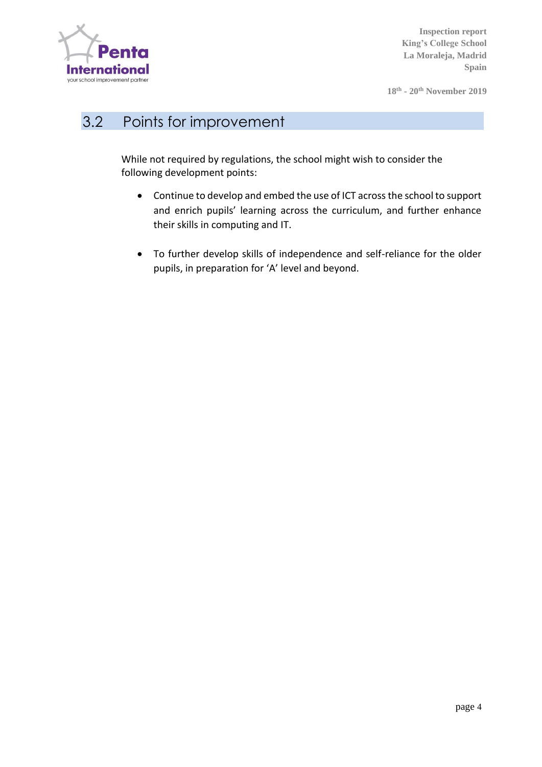## 3.2 Points for improvement

While not required by regulations, the school might wish to consider the following development points:

- Continue to develop and embed the use of ICT across the school to support and enrich pupils' learning across the curriculum, and further enhance their skills in computing and IT.
- To further develop skills of independence and self-reliance for the older pupils, in preparation for 'A' level and beyond.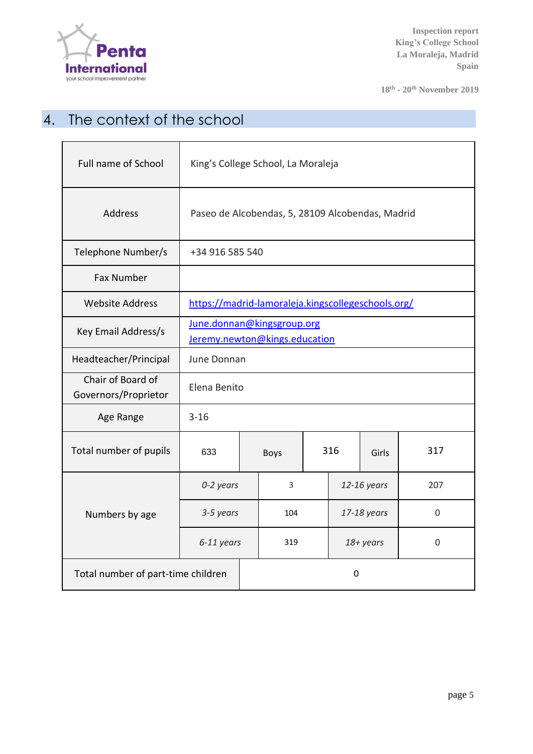## 4. The context of the school

| | | | | | | |
|---|---|---|---|---|---|---|
| Full name of School | King's College School, La Moraleja | | | | | |
| Address | Paseo de Alcobendas, 5, 28109 Alcobendas, Madrid | | | | | |
| Telephone Number/s | +34 916 585 540 | | | | | |
| Fax Number | | | | | | |
| Website Address | https://madrid-lamoraleja.kingscollegeschools.org/ | | | | | |
| Key Email Address/s | June.donnan@kingsgroup.org<br>Jeremy.newton@kings.education | | | | | |
| Headteacher/Principal | June Donnan | | | | | |
| Chair of Board of Governors/Proprietor | Elena Benito | | | | | |
| Age Range | 3-16 | | | | | |
| Total number of pupils | 633 | Boys | 316 | Girls | 317 | |
| Numbers by age | *0-2 years* | 3 | *12-16 years* | 207 | | |
| | *3-5 years* | 104 | *17-18 years* | 0 | | |
| | *6-11 years* | 319 | *18+ years* | 0 | | |
| Total number of part-time children | 0 | | | | | |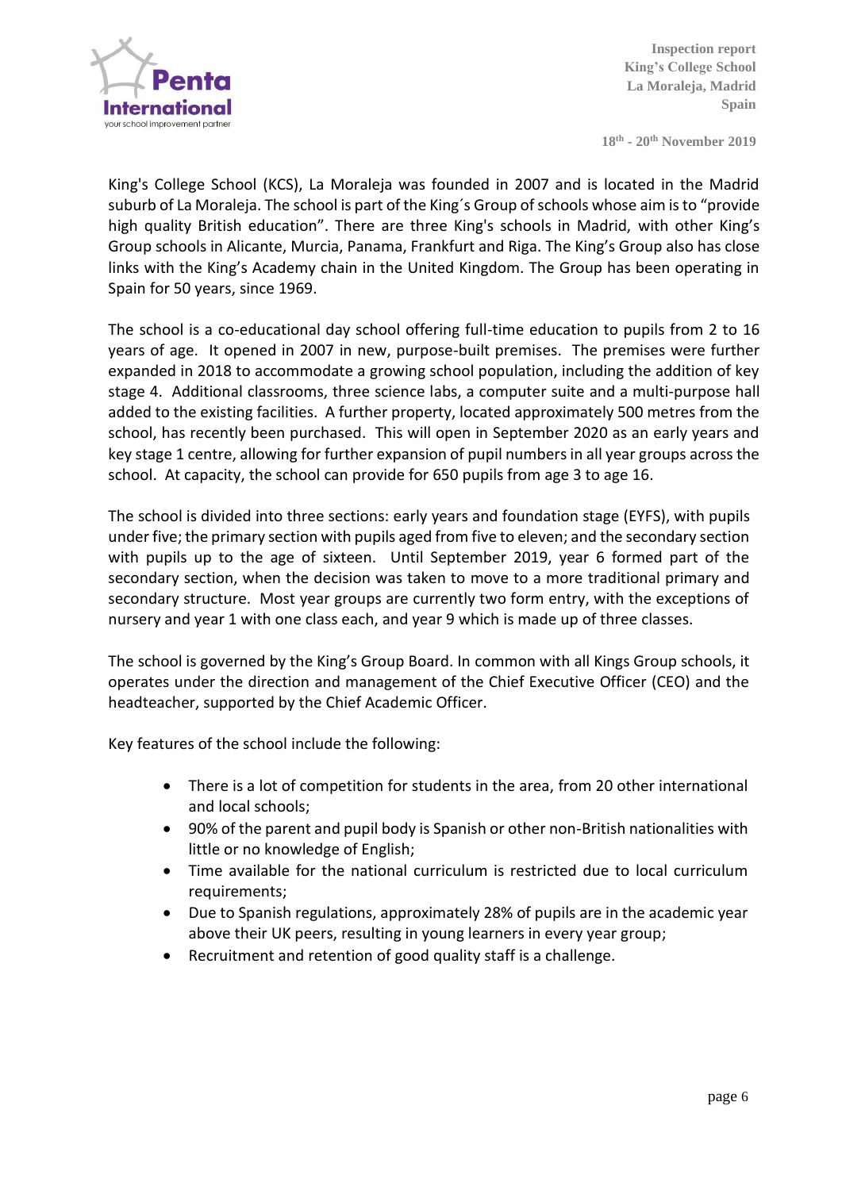King's College School (KCS), La Moraleja was founded in 2007 and is located in the Madrid suburb of La Moraleja. The school is part of the King´s Group of schools whose aim is to "provide high quality British education". There are three King's schools in Madrid, with other King's Group schools in Alicante, Murcia, Panama, Frankfurt and Riga. The King's Group also has close links with the King's Academy chain in the United Kingdom. The Group has been operating in Spain for 50 years, since 1969.

The school is a co-educational day school offering full-time education to pupils from 2 to 16 years of age. It opened in 2007 in new, purpose-built premises. The premises were further expanded in 2018 to accommodate a growing school population, including the addition of key stage 4. Additional classrooms, three science labs, a computer suite and a multi-purpose hall added to the existing facilities. A further property, located approximately 500 metres from the school, has recently been purchased. This will open in September 2020 as an early years and key stage 1 centre, allowing for further expansion of pupil numbers in all year groups across the school. At capacity, the school can provide for 650 pupils from age 3 to age 16.

The school is divided into three sections: early years and foundation stage (EYFS), with pupils under five; the primary section with pupils aged from five to eleven; and the secondary section with pupils up to the age of sixteen. Until September 2019, year 6 formed part of the secondary section, when the decision was taken to move to a more traditional primary and secondary structure. Most year groups are currently two form entry, with the exceptions of nursery and year 1 with one class each, and year 9 which is made up of three classes.

The school is governed by the King's Group Board. In common with all Kings Group schools, it operates under the direction and management of the Chief Executive Officer (CEO) and the headteacher, supported by the Chief Academic Officer.

Key features of the school include the following:

- There is a lot of competition for students in the area, from 20 other international and local schools;
- 90% of the parent and pupil body is Spanish or other non-British nationalities with little or no knowledge of English;
- Time available for the national curriculum is restricted due to local curriculum requirements;
- Due to Spanish regulations, approximately 28% of pupils are in the academic year above their UK peers, resulting in young learners in every year group;
- Recruitment and retention of good quality staff is a challenge.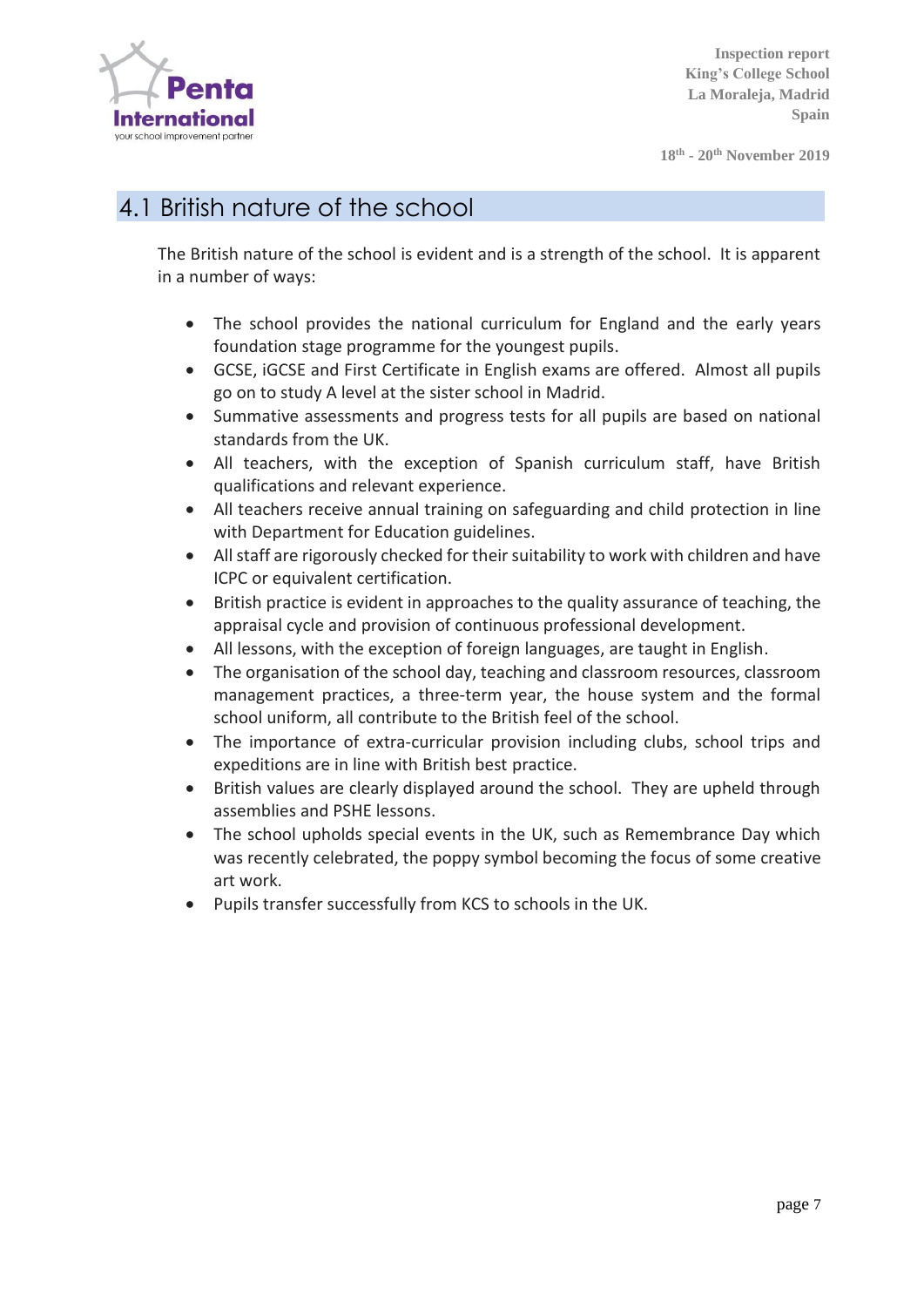## 4.1 British nature of the school

The British nature of the school is evident and is a strength of the school. It is apparent in a number of ways:

- The school provides the national curriculum for England and the early years foundation stage programme for the youngest pupils.
- GCSE, iGCSE and First Certificate in English exams are offered. Almost all pupils go on to study A level at the sister school in Madrid.
- Summative assessments and progress tests for all pupils are based on national standards from the UK.
- All teachers, with the exception of Spanish curriculum staff, have British qualifications and relevant experience.
- All teachers receive annual training on safeguarding and child protection in line with Department for Education guidelines.
- All staff are rigorously checked for their suitability to work with children and have ICPC or equivalent certification.
- British practice is evident in approaches to the quality assurance of teaching, the appraisal cycle and provision of continuous professional development.
- All lessons, with the exception of foreign languages, are taught in English.
- The organisation of the school day, teaching and classroom resources, classroom management practices, a three-term year, the house system and the formal school uniform, all contribute to the British feel of the school.
- The importance of extra-curricular provision including clubs, school trips and expeditions are in line with British best practice.
- British values are clearly displayed around the school. They are upheld through assemblies and PSHE lessons.
- The school upholds special events in the UK, such as Remembrance Day which was recently celebrated, the poppy symbol becoming the focus of some creative art work.
- Pupils transfer successfully from KCS to schools in the UK.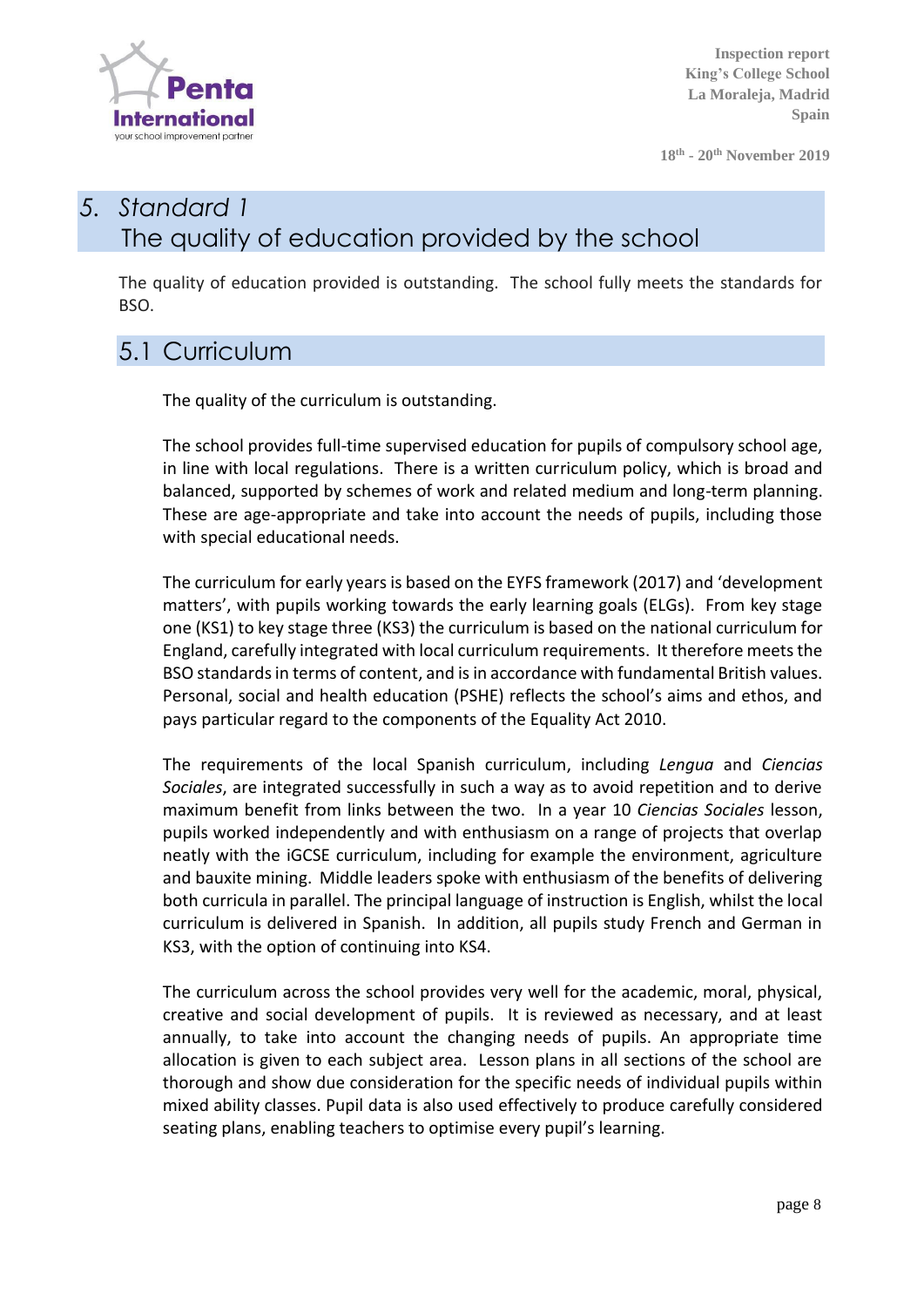## *5. Standard 1*
## The quality of education provided by the school

The quality of education provided is outstanding. The school fully meets the standards for BSO.

### 5.1 Curriculum

The quality of the curriculum is outstanding.

The school provides full-time supervised education for pupils of compulsory school age, in line with local regulations. There is a written curriculum policy, which is broad and balanced, supported by schemes of work and related medium and long-term planning. These are age-appropriate and take into account the needs of pupils, including those with special educational needs.

The curriculum for early years is based on the EYFS framework (2017) and 'development matters', with pupils working towards the early learning goals (ELGs). From key stage one (KS1) to key stage three (KS3) the curriculum is based on the national curriculum for England, carefully integrated with local curriculum requirements. It therefore meets the BSO standards in terms of content, and is in accordance with fundamental British values. Personal, social and health education (PSHE) reflects the school's aims and ethos, and pays particular regard to the components of the Equality Act 2010.

The requirements of the local Spanish curriculum, including *Lengua* and *Ciencias Sociales*, are integrated successfully in such a way as to avoid repetition and to derive maximum benefit from links between the two. In a year 10 *Ciencias Sociales* lesson, pupils worked independently and with enthusiasm on a range of projects that overlap neatly with the iGCSE curriculum, including for example the environment, agriculture and bauxite mining. Middle leaders spoke with enthusiasm of the benefits of delivering both curricula in parallel. The principal language of instruction is English, whilst the local curriculum is delivered in Spanish. In addition, all pupils study French and German in KS3, with the option of continuing into KS4.

The curriculum across the school provides very well for the academic, moral, physical, creative and social development of pupils. It is reviewed as necessary, and at least annually, to take into account the changing needs of pupils. An appropriate time allocation is given to each subject area. Lesson plans in all sections of the school are thorough and show due consideration for the specific needs of individual pupils within mixed ability classes. Pupil data is also used effectively to produce carefully considered seating plans, enabling teachers to optimise every pupil's learning.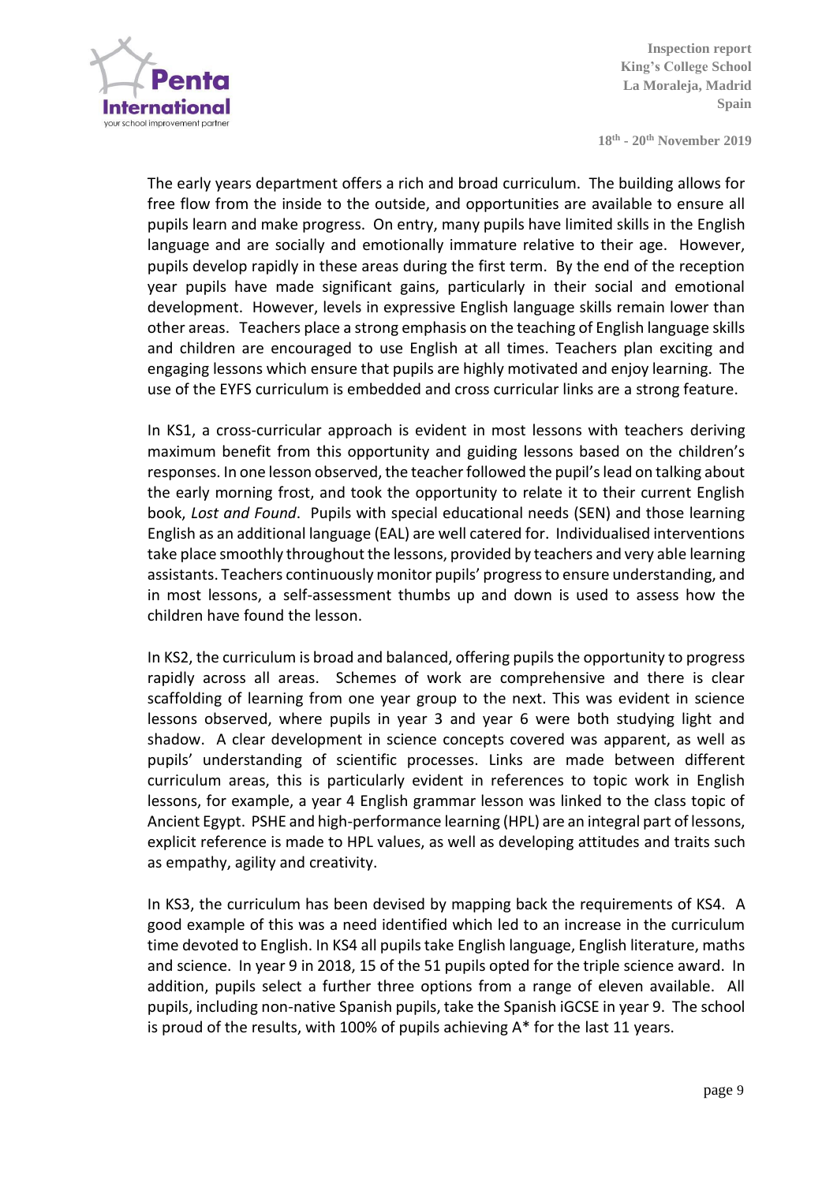The early years department offers a rich and broad curriculum. The building allows for free flow from the inside to the outside, and opportunities are available to ensure all pupils learn and make progress. On entry, many pupils have limited skills in the English language and are socially and emotionally immature relative to their age. However, pupils develop rapidly in these areas during the first term. By the end of the reception year pupils have made significant gains, particularly in their social and emotional development. However, levels in expressive English language skills remain lower than other areas. Teachers place a strong emphasis on the teaching of English language skills and children are encouraged to use English at all times. Teachers plan exciting and engaging lessons which ensure that pupils are highly motivated and enjoy learning. The use of the EYFS curriculum is embedded and cross curricular links are a strong feature.

In KS1, a cross-curricular approach is evident in most lessons with teachers deriving maximum benefit from this opportunity and guiding lessons based on the children's responses. In one lesson observed, the teacher followed the pupil's lead on talking about the early morning frost, and took the opportunity to relate it to their current English book, *Lost and Found*. Pupils with special educational needs (SEN) and those learning English as an additional language (EAL) are well catered for. Individualised interventions take place smoothly throughout the lessons, provided by teachers and very able learning assistants. Teachers continuously monitor pupils' progress to ensure understanding, and in most lessons, a self-assessment thumbs up and down is used to assess how the children have found the lesson.

In KS2, the curriculum is broad and balanced, offering pupils the opportunity to progress rapidly across all areas. Schemes of work are comprehensive and there is clear scaffolding of learning from one year group to the next. This was evident in science lessons observed, where pupils in year 3 and year 6 were both studying light and shadow. A clear development in science concepts covered was apparent, as well as pupils' understanding of scientific processes. Links are made between different curriculum areas, this is particularly evident in references to topic work in English lessons, for example, a year 4 English grammar lesson was linked to the class topic of Ancient Egypt. PSHE and high-performance learning (HPL) are an integral part of lessons, explicit reference is made to HPL values, as well as developing attitudes and traits such as empathy, agility and creativity.

In KS3, the curriculum has been devised by mapping back the requirements of KS4. A good example of this was a need identified which led to an increase in the curriculum time devoted to English. In KS4 all pupils take English language, English literature, maths and science. In year 9 in 2018, 15 of the 51 pupils opted for the triple science award. In addition, pupils select a further three options from a range of eleven available. All pupils, including non-native Spanish pupils, take the Spanish iGCSE in year 9. The school is proud of the results, with 100% of pupils achieving A* for the last 11 years.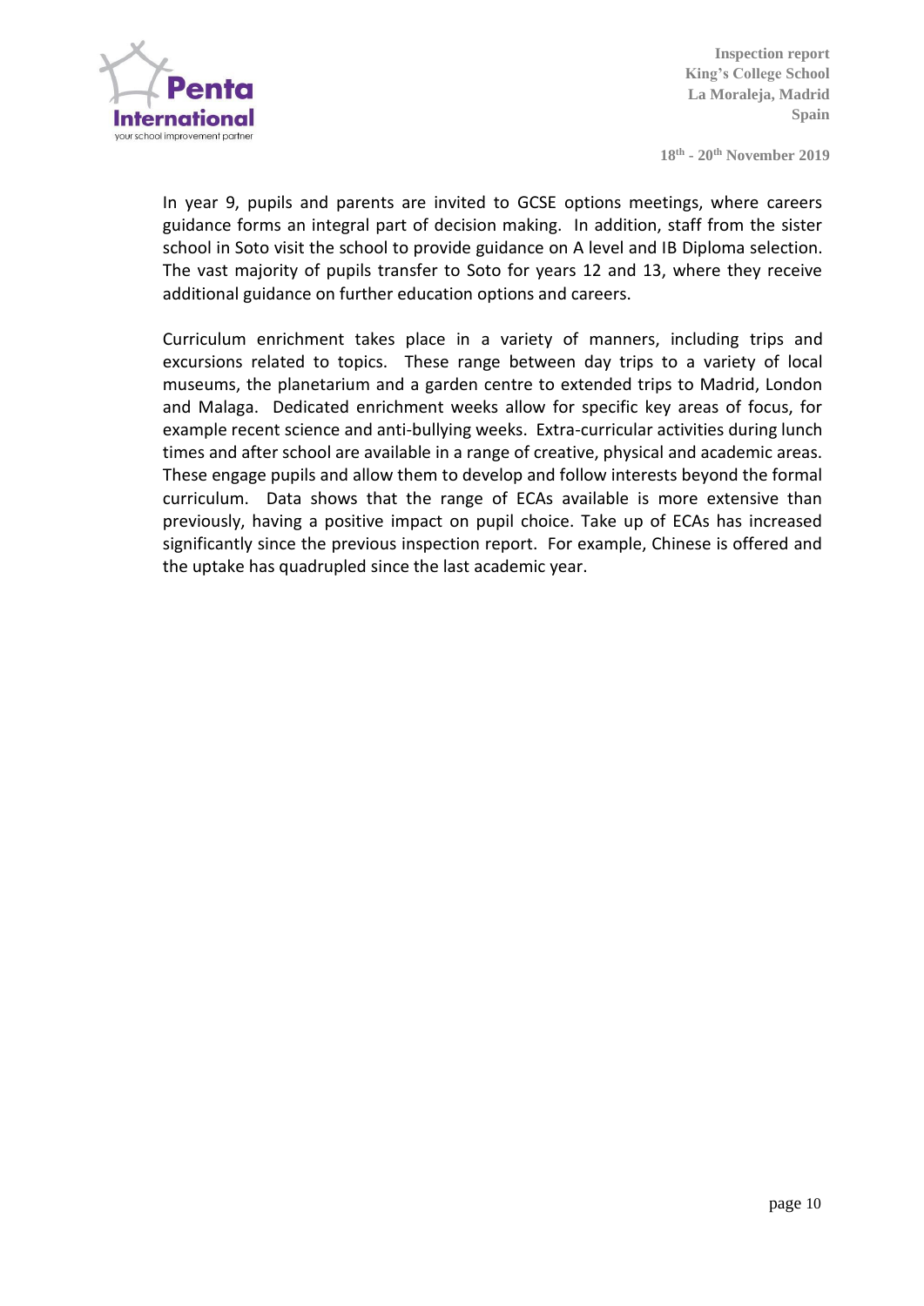In year 9, pupils and parents are invited to GCSE options meetings, where careers guidance forms an integral part of decision making. In addition, staff from the sister school in Soto visit the school to provide guidance on A level and IB Diploma selection. The vast majority of pupils transfer to Soto for years 12 and 13, where they receive additional guidance on further education options and careers.

Curriculum enrichment takes place in a variety of manners, including trips and excursions related to topics. These range between day trips to a variety of local museums, the planetarium and a garden centre to extended trips to Madrid, London and Malaga. Dedicated enrichment weeks allow for specific key areas of focus, for example recent science and anti-bullying weeks. Extra-curricular activities during lunch times and after school are available in a range of creative, physical and academic areas. These engage pupils and allow them to develop and follow interests beyond the formal curriculum. Data shows that the range of ECAs available is more extensive than previously, having a positive impact on pupil choice. Take up of ECAs has increased significantly since the previous inspection report. For example, Chinese is offered and the uptake has quadrupled since the last academic year.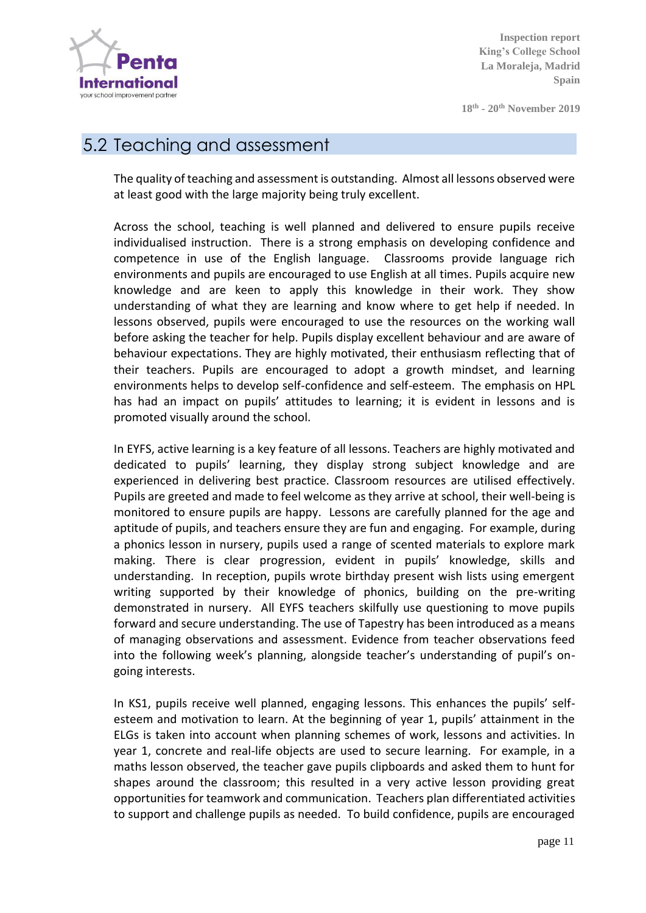## 5.2 Teaching and assessment

The quality of teaching and assessment is outstanding. Almost all lessons observed were at least good with the large majority being truly excellent.

Across the school, teaching is well planned and delivered to ensure pupils receive individualised instruction. There is a strong emphasis on developing confidence and competence in use of the English language. Classrooms provide language rich environments and pupils are encouraged to use English at all times. Pupils acquire new knowledge and are keen to apply this knowledge in their work. They show understanding of what they are learning and know where to get help if needed. In lessons observed, pupils were encouraged to use the resources on the working wall before asking the teacher for help. Pupils display excellent behaviour and are aware of behaviour expectations. They are highly motivated, their enthusiasm reflecting that of their teachers. Pupils are encouraged to adopt a growth mindset, and learning environments helps to develop self-confidence and self-esteem. The emphasis on HPL has had an impact on pupils' attitudes to learning; it is evident in lessons and is promoted visually around the school.

In EYFS, active learning is a key feature of all lessons. Teachers are highly motivated and dedicated to pupils' learning, they display strong subject knowledge and are experienced in delivering best practice. Classroom resources are utilised effectively. Pupils are greeted and made to feel welcome as they arrive at school, their well-being is monitored to ensure pupils are happy. Lessons are carefully planned for the age and aptitude of pupils, and teachers ensure they are fun and engaging. For example, during a phonics lesson in nursery, pupils used a range of scented materials to explore mark making. There is clear progression, evident in pupils' knowledge, skills and understanding. In reception, pupils wrote birthday present wish lists using emergent writing supported by their knowledge of phonics, building on the pre-writing demonstrated in nursery. All EYFS teachers skilfully use questioning to move pupils forward and secure understanding. The use of Tapestry has been introduced as a means of managing observations and assessment. Evidence from teacher observations feed into the following week's planning, alongside teacher's understanding of pupil's on-going interests.

In KS1, pupils receive well planned, engaging lessons. This enhances the pupils' self-esteem and motivation to learn. At the beginning of year 1, pupils' attainment in the ELGs is taken into account when planning schemes of work, lessons and activities. In year 1, concrete and real-life objects are used to secure learning. For example, in a maths lesson observed, the teacher gave pupils clipboards and asked them to hunt for shapes around the classroom; this resulted in a very active lesson providing great opportunities for teamwork and communication. Teachers plan differentiated activities to support and challenge pupils as needed. To build confidence, pupils are encouraged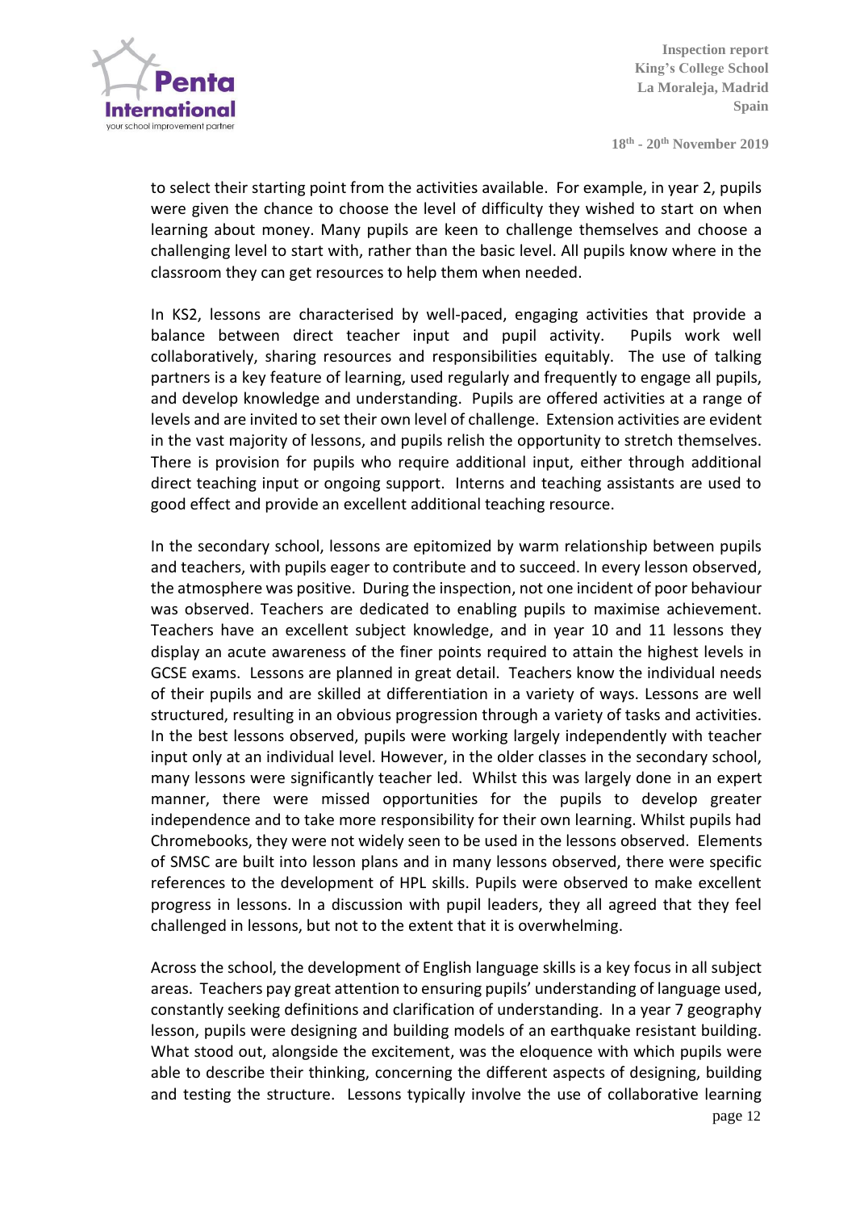to select their starting point from the activities available. For example, in year 2, pupils were given the chance to choose the level of difficulty they wished to start on when learning about money. Many pupils are keen to challenge themselves and choose a challenging level to start with, rather than the basic level. All pupils know where in the classroom they can get resources to help them when needed.

In KS2, lessons are characterised by well-paced, engaging activities that provide a balance between direct teacher input and pupil activity. Pupils work well collaboratively, sharing resources and responsibilities equitably. The use of talking partners is a key feature of learning, used regularly and frequently to engage all pupils, and develop knowledge and understanding. Pupils are offered activities at a range of levels and are invited to set their own level of challenge. Extension activities are evident in the vast majority of lessons, and pupils relish the opportunity to stretch themselves. There is provision for pupils who require additional input, either through additional direct teaching input or ongoing support. Interns and teaching assistants are used to good effect and provide an excellent additional teaching resource.

In the secondary school, lessons are epitomized by warm relationship between pupils and teachers, with pupils eager to contribute and to succeed. In every lesson observed, the atmosphere was positive. During the inspection, not one incident of poor behaviour was observed. Teachers are dedicated to enabling pupils to maximise achievement. Teachers have an excellent subject knowledge, and in year 10 and 11 lessons they display an acute awareness of the finer points required to attain the highest levels in GCSE exams. Lessons are planned in great detail. Teachers know the individual needs of their pupils and are skilled at differentiation in a variety of ways. Lessons are well structured, resulting in an obvious progression through a variety of tasks and activities. In the best lessons observed, pupils were working largely independently with teacher input only at an individual level. However, in the older classes in the secondary school, many lessons were significantly teacher led. Whilst this was largely done in an expert manner, there were missed opportunities for the pupils to develop greater independence and to take more responsibility for their own learning. Whilst pupils had Chromebooks, they were not widely seen to be used in the lessons observed. Elements of SMSC are built into lesson plans and in many lessons observed, there were specific references to the development of HPL skills. Pupils were observed to make excellent progress in lessons. In a discussion with pupil leaders, they all agreed that they feel challenged in lessons, but not to the extent that it is overwhelming.

Across the school, the development of English language skills is a key focus in all subject areas. Teachers pay great attention to ensuring pupils' understanding of language used, constantly seeking definitions and clarification of understanding. In a year 7 geography lesson, pupils were designing and building models of an earthquake resistant building. What stood out, alongside the excitement, was the eloquence with which pupils were able to describe their thinking, concerning the different aspects of designing, building and testing the structure. Lessons typically involve the use of collaborative learning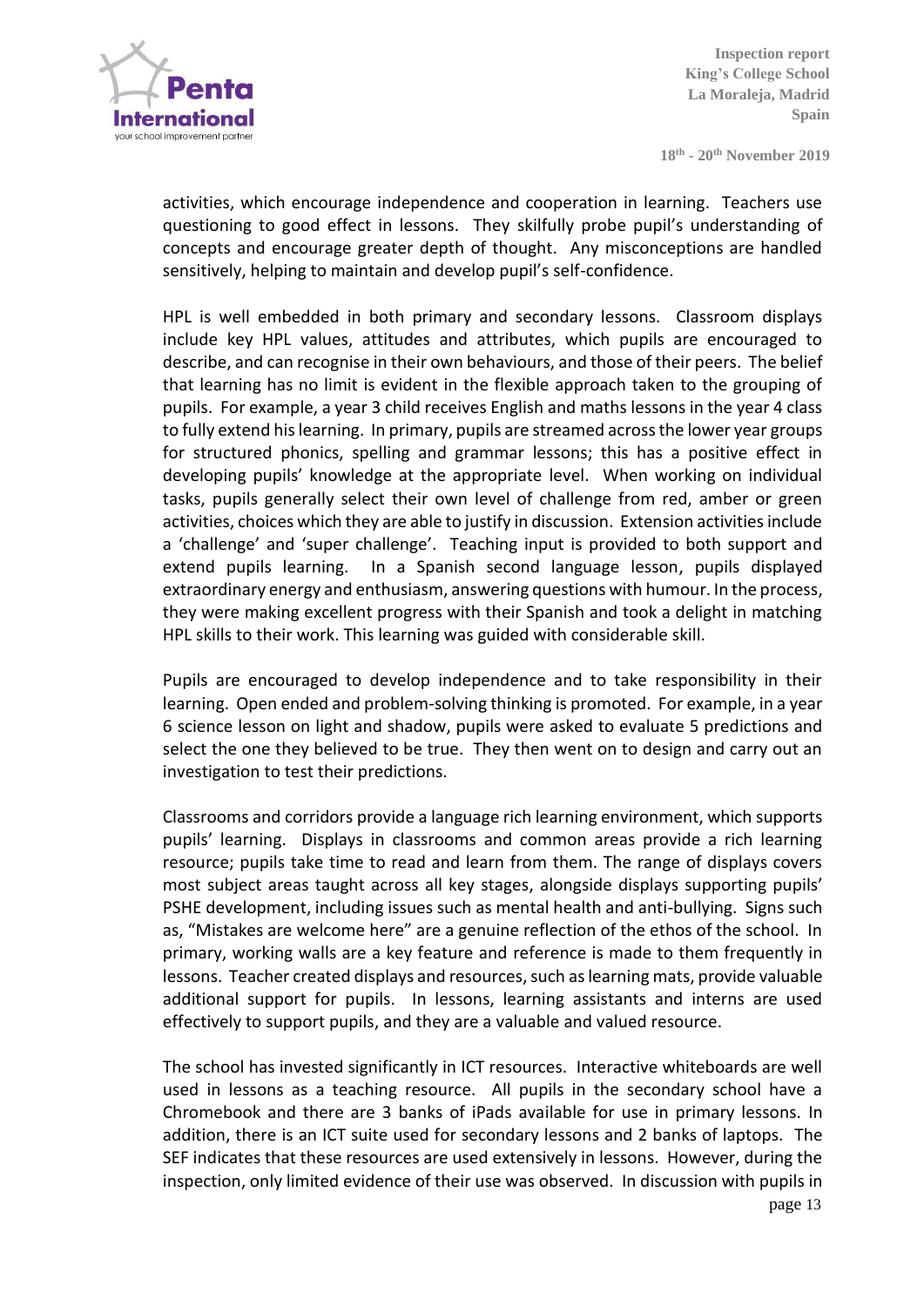activities, which encourage independence and cooperation in learning. Teachers use questioning to good effect in lessons. They skilfully probe pupil's understanding of concepts and encourage greater depth of thought. Any misconceptions are handled sensitively, helping to maintain and develop pupil's self-confidence.

HPL is well embedded in both primary and secondary lessons. Classroom displays include key HPL values, attitudes and attributes, which pupils are encouraged to describe, and can recognise in their own behaviours, and those of their peers. The belief that learning has no limit is evident in the flexible approach taken to the grouping of pupils. For example, a year 3 child receives English and maths lessons in the year 4 class to fully extend his learning. In primary, pupils are streamed across the lower year groups for structured phonics, spelling and grammar lessons; this has a positive effect in developing pupils' knowledge at the appropriate level. When working on individual tasks, pupils generally select their own level of challenge from red, amber or green activities, choices which they are able to justify in discussion. Extension activities include a 'challenge' and 'super challenge'. Teaching input is provided to both support and extend pupils learning. In a Spanish second language lesson, pupils displayed extraordinary energy and enthusiasm, answering questions with humour. In the process, they were making excellent progress with their Spanish and took a delight in matching HPL skills to their work. This learning was guided with considerable skill.

Pupils are encouraged to develop independence and to take responsibility in their learning. Open ended and problem-solving thinking is promoted. For example, in a year 6 science lesson on light and shadow, pupils were asked to evaluate 5 predictions and select the one they believed to be true. They then went on to design and carry out an investigation to test their predictions.

Classrooms and corridors provide a language rich learning environment, which supports pupils' learning. Displays in classrooms and common areas provide a rich learning resource; pupils take time to read and learn from them. The range of displays covers most subject areas taught across all key stages, alongside displays supporting pupils' PSHE development, including issues such as mental health and anti-bullying. Signs such as, "Mistakes are welcome here" are a genuine reflection of the ethos of the school. In primary, working walls are a key feature and reference is made to them frequently in lessons. Teacher created displays and resources, such as learning mats, provide valuable additional support for pupils. In lessons, learning assistants and interns are used effectively to support pupils, and they are a valuable and valued resource.

The school has invested significantly in ICT resources. Interactive whiteboards are well used in lessons as a teaching resource. All pupils in the secondary school have a Chromebook and there are 3 banks of iPads available for use in primary lessons. In addition, there is an ICT suite used for secondary lessons and 2 banks of laptops. The SEF indicates that these resources are used extensively in lessons. However, during the inspection, only limited evidence of their use was observed. In discussion with pupils in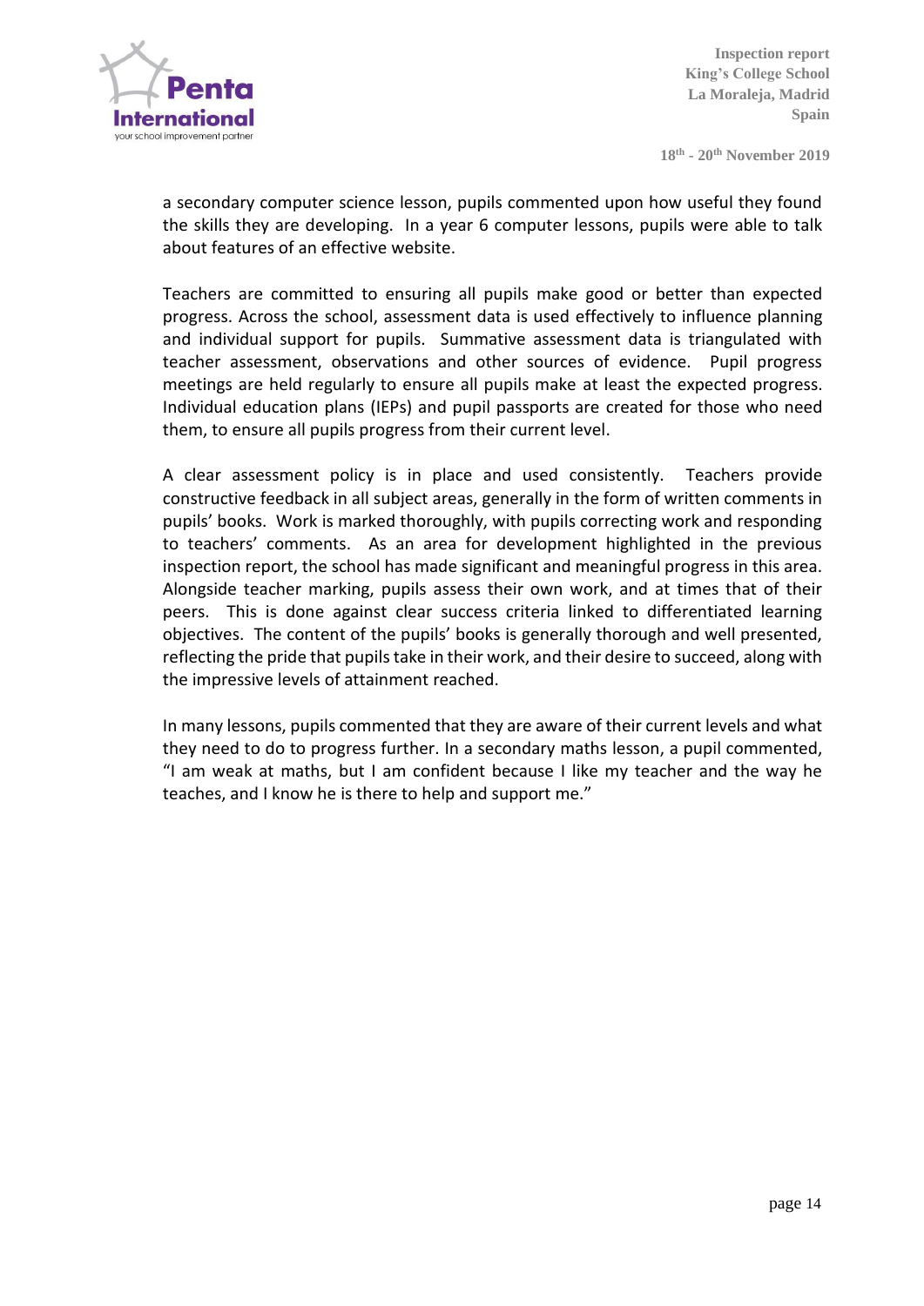a secondary computer science lesson, pupils commented upon how useful they found the skills they are developing. In a year 6 computer lessons, pupils were able to talk about features of an effective website.

Teachers are committed to ensuring all pupils make good or better than expected progress. Across the school, assessment data is used effectively to influence planning and individual support for pupils. Summative assessment data is triangulated with teacher assessment, observations and other sources of evidence. Pupil progress meetings are held regularly to ensure all pupils make at least the expected progress. Individual education plans (IEPs) and pupil passports are created for those who need them, to ensure all pupils progress from their current level.

A clear assessment policy is in place and used consistently. Teachers provide constructive feedback in all subject areas, generally in the form of written comments in pupils' books. Work is marked thoroughly, with pupils correcting work and responding to teachers' comments. As an area for development highlighted in the previous inspection report, the school has made significant and meaningful progress in this area. Alongside teacher marking, pupils assess their own work, and at times that of their peers. This is done against clear success criteria linked to differentiated learning objectives. The content of the pupils' books is generally thorough and well presented, reflecting the pride that pupils take in their work, and their desire to succeed, along with the impressive levels of attainment reached.

In many lessons, pupils commented that they are aware of their current levels and what they need to do to progress further. In a secondary maths lesson, a pupil commented, "I am weak at maths, but I am confident because I like my teacher and the way he teaches, and I know he is there to help and support me."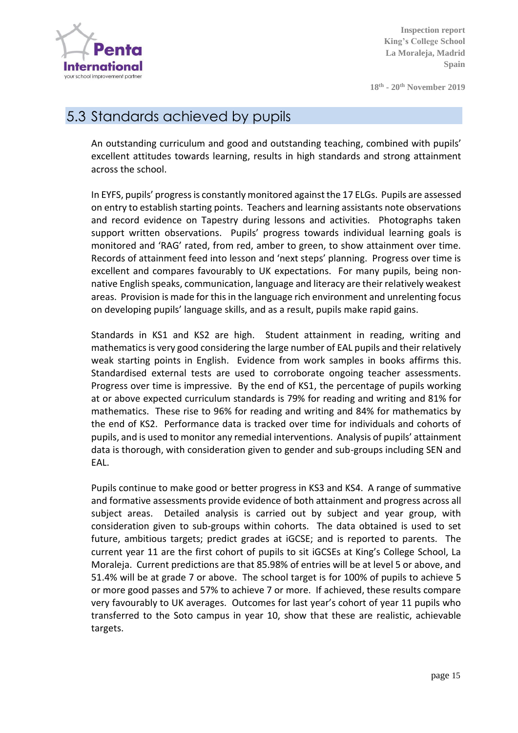## 5.3 Standards achieved by pupils

An outstanding curriculum and good and outstanding teaching, combined with pupils' excellent attitudes towards learning, results in high standards and strong attainment across the school.

In EYFS, pupils' progress is constantly monitored against the 17 ELGs. Pupils are assessed on entry to establish starting points. Teachers and learning assistants note observations and record evidence on Tapestry during lessons and activities. Photographs taken support written observations. Pupils' progress towards individual learning goals is monitored and 'RAG' rated, from red, amber to green, to show attainment over time. Records of attainment feed into lesson and 'next steps' planning. Progress over time is excellent and compares favourably to UK expectations. For many pupils, being non-native English speaks, communication, language and literacy are their relatively weakest areas. Provision is made for this in the language rich environment and unrelenting focus on developing pupils' language skills, and as a result, pupils make rapid gains.

Standards in KS1 and KS2 are high. Student attainment in reading, writing and mathematics is very good considering the large number of EAL pupils and their relatively weak starting points in English. Evidence from work samples in books affirms this. Standardised external tests are used to corroborate ongoing teacher assessments. Progress over time is impressive. By the end of KS1, the percentage of pupils working at or above expected curriculum standards is 79% for reading and writing and 81% for mathematics. These rise to 96% for reading and writing and 84% for mathematics by the end of KS2. Performance data is tracked over time for individuals and cohorts of pupils, and is used to monitor any remedial interventions. Analysis of pupils' attainment data is thorough, with consideration given to gender and sub-groups including SEN and EAL.

Pupils continue to make good or better progress in KS3 and KS4. A range of summative and formative assessments provide evidence of both attainment and progress across all subject areas. Detailed analysis is carried out by subject and year group, with consideration given to sub-groups within cohorts. The data obtained is used to set future, ambitious targets; predict grades at iGCSE; and is reported to parents. The current year 11 are the first cohort of pupils to sit iGCSEs at King's College School, La Moraleja. Current predictions are that 85.98% of entries will be at level 5 or above, and 51.4% will be at grade 7 or above. The school target is for 100% of pupils to achieve 5 or more good passes and 57% to achieve 7 or more. If achieved, these results compare very favourably to UK averages. Outcomes for last year's cohort of year 11 pupils who transferred to the Soto campus in year 10, show that these are realistic, achievable targets.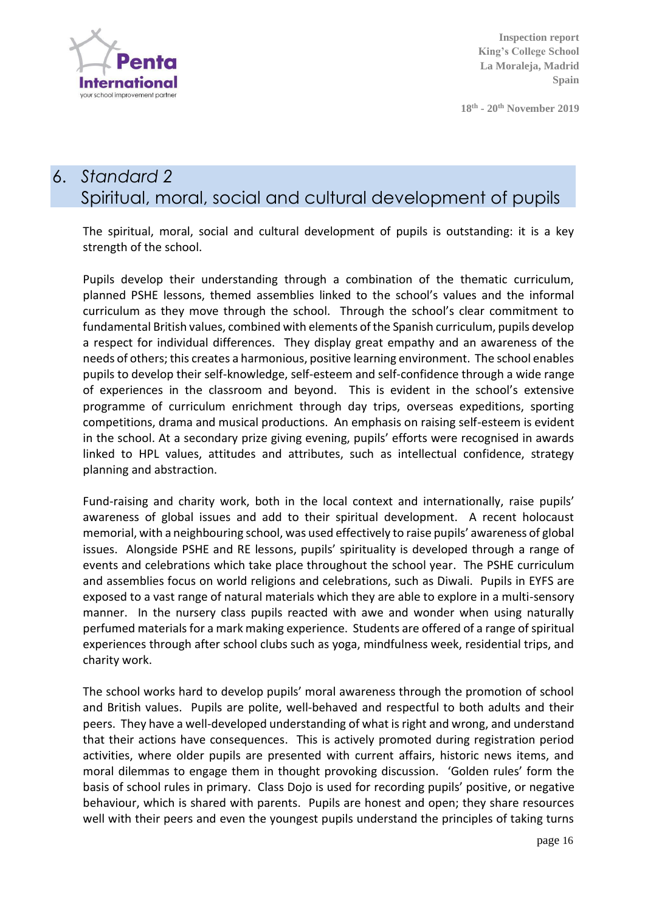# 6. *Standard 2*
# Spiritual, moral, social and cultural development of pupils

The spiritual, moral, social and cultural development of pupils is outstanding: it is a key strength of the school.

Pupils develop their understanding through a combination of the thematic curriculum, planned PSHE lessons, themed assemblies linked to the school's values and the informal curriculum as they move through the school. Through the school's clear commitment to fundamental British values, combined with elements of the Spanish curriculum, pupils develop a respect for individual differences. They display great empathy and an awareness of the needs of others; this creates a harmonious, positive learning environment. The school enables pupils to develop their self-knowledge, self-esteem and self-confidence through a wide range of experiences in the classroom and beyond. This is evident in the school's extensive programme of curriculum enrichment through day trips, overseas expeditions, sporting competitions, drama and musical productions. An emphasis on raising self-esteem is evident in the school. At a secondary prize giving evening, pupils' efforts were recognised in awards linked to HPL values, attitudes and attributes, such as intellectual confidence, strategy planning and abstraction.

Fund-raising and charity work, both in the local context and internationally, raise pupils' awareness of global issues and add to their spiritual development. A recent holocaust memorial, with a neighbouring school, was used effectively to raise pupils' awareness of global issues. Alongside PSHE and RE lessons, pupils' spirituality is developed through a range of events and celebrations which take place throughout the school year. The PSHE curriculum and assemblies focus on world religions and celebrations, such as Diwali. Pupils in EYFS are exposed to a vast range of natural materials which they are able to explore in a multi-sensory manner. In the nursery class pupils reacted with awe and wonder when using naturally perfumed materials for a mark making experience. Students are offered of a range of spiritual experiences through after school clubs such as yoga, mindfulness week, residential trips, and charity work.

The school works hard to develop pupils' moral awareness through the promotion of school and British values. Pupils are polite, well-behaved and respectful to both adults and their peers. They have a well-developed understanding of what is right and wrong, and understand that their actions have consequences. This is actively promoted during registration period activities, where older pupils are presented with current affairs, historic news items, and moral dilemmas to engage them in thought provoking discussion. 'Golden rules' form the basis of school rules in primary. Class Dojo is used for recording pupils' positive, or negative behaviour, which is shared with parents. Pupils are honest and open; they share resources well with their peers and even the youngest pupils understand the principles of taking turns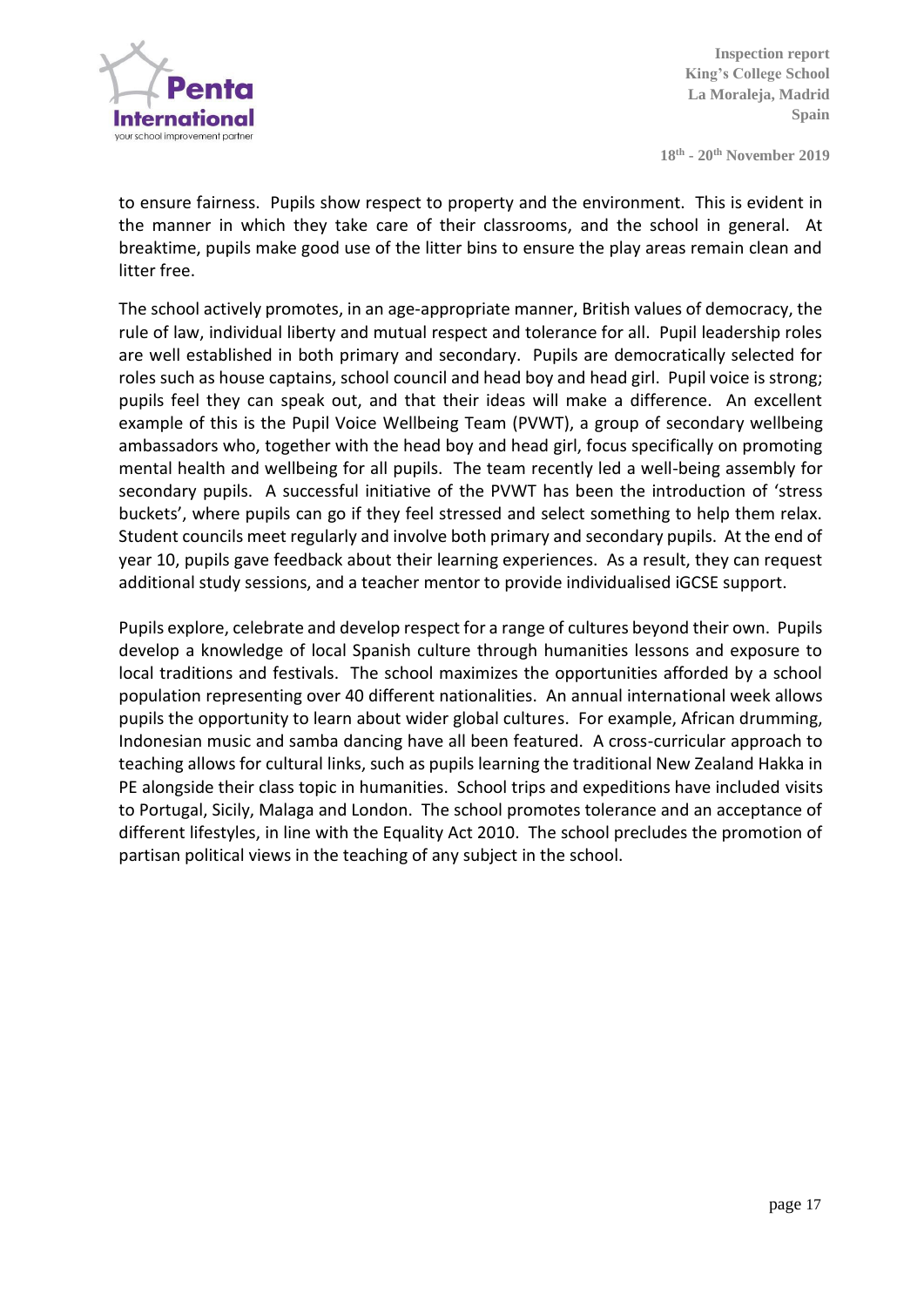to ensure fairness. Pupils show respect to property and the environment. This is evident in the manner in which they take care of their classrooms, and the school in general. At breaktime, pupils make good use of the litter bins to ensure the play areas remain clean and litter free.

The school actively promotes, in an age-appropriate manner, British values of democracy, the rule of law, individual liberty and mutual respect and tolerance for all. Pupil leadership roles are well established in both primary and secondary. Pupils are democratically selected for roles such as house captains, school council and head boy and head girl. Pupil voice is strong; pupils feel they can speak out, and that their ideas will make a difference. An excellent example of this is the Pupil Voice Wellbeing Team (PVWT), a group of secondary wellbeing ambassadors who, together with the head boy and head girl, focus specifically on promoting mental health and wellbeing for all pupils. The team recently led a well-being assembly for secondary pupils. A successful initiative of the PVWT has been the introduction of 'stress buckets', where pupils can go if they feel stressed and select something to help them relax. Student councils meet regularly and involve both primary and secondary pupils. At the end of year 10, pupils gave feedback about their learning experiences. As a result, they can request additional study sessions, and a teacher mentor to provide individualised iGCSE support.

Pupils explore, celebrate and develop respect for a range of cultures beyond their own. Pupils develop a knowledge of local Spanish culture through humanities lessons and exposure to local traditions and festivals. The school maximizes the opportunities afforded by a school population representing over 40 different nationalities. An annual international week allows pupils the opportunity to learn about wider global cultures. For example, African drumming, Indonesian music and samba dancing have all been featured. A cross-curricular approach to teaching allows for cultural links, such as pupils learning the traditional New Zealand Hakka in PE alongside their class topic in humanities. School trips and expeditions have included visits to Portugal, Sicily, Malaga and London. The school promotes tolerance and an acceptance of different lifestyles, in line with the Equality Act 2010. The school precludes the promotion of partisan political views in the teaching of any subject in the school.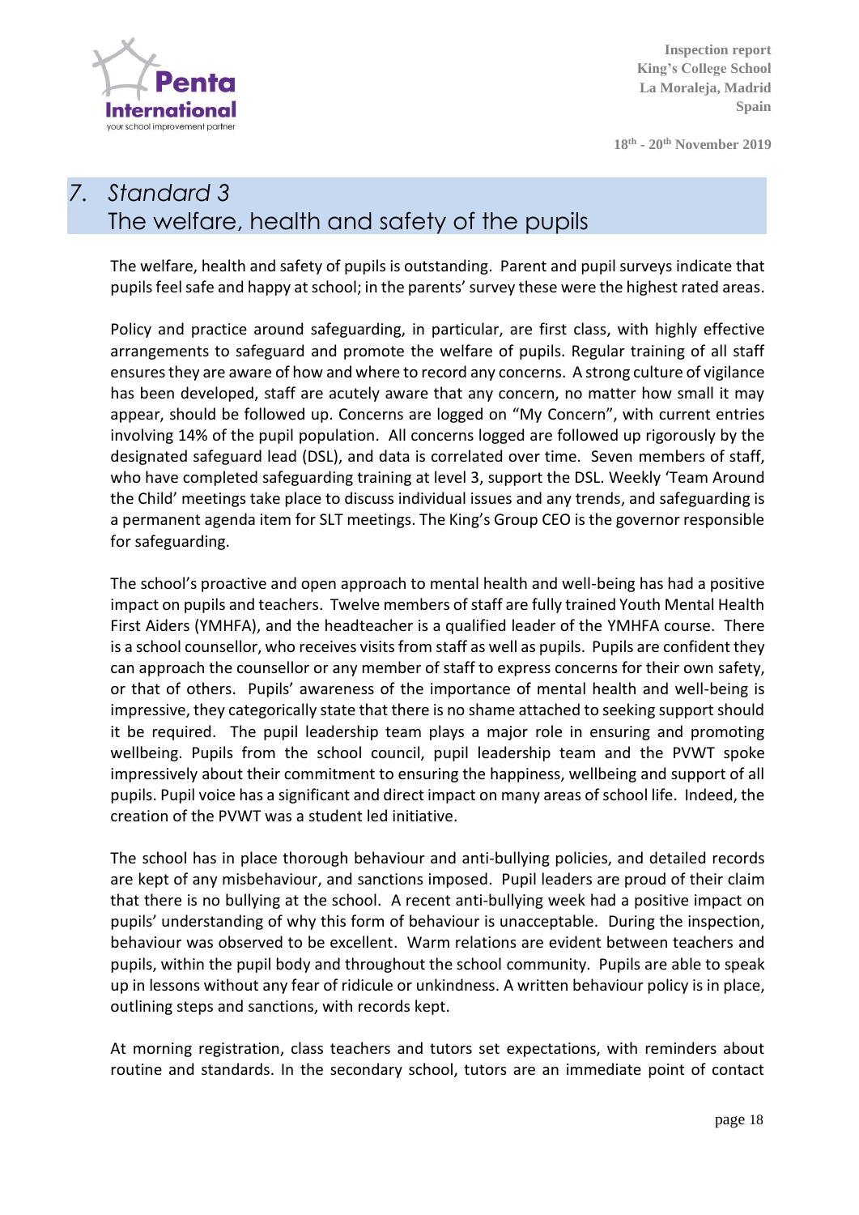## 7. Standard 3
## The welfare, health and safety of the pupils

The welfare, health and safety of pupils is outstanding. Parent and pupil surveys indicate that pupils feel safe and happy at school; in the parents' survey these were the highest rated areas.

Policy and practice around safeguarding, in particular, are first class, with highly effective arrangements to safeguard and promote the welfare of pupils. Regular training of all staff ensures they are aware of how and where to record any concerns. A strong culture of vigilance has been developed, staff are acutely aware that any concern, no matter how small it may appear, should be followed up. Concerns are logged on "My Concern", with current entries involving 14% of the pupil population. All concerns logged are followed up rigorously by the designated safeguard lead (DSL), and data is correlated over time. Seven members of staff, who have completed safeguarding training at level 3, support the DSL. Weekly 'Team Around the Child' meetings take place to discuss individual issues and any trends, and safeguarding is a permanent agenda item for SLT meetings. The King's Group CEO is the governor responsible for safeguarding.

The school's proactive and open approach to mental health and well-being has had a positive impact on pupils and teachers. Twelve members of staff are fully trained Youth Mental Health First Aiders (YMHFA), and the headteacher is a qualified leader of the YMHFA course. There is a school counsellor, who receives visits from staff as well as pupils. Pupils are confident they can approach the counsellor or any member of staff to express concerns for their own safety, or that of others. Pupils' awareness of the importance of mental health and well-being is impressive, they categorically state that there is no shame attached to seeking support should it be required. The pupil leadership team plays a major role in ensuring and promoting wellbeing. Pupils from the school council, pupil leadership team and the PVWT spoke impressively about their commitment to ensuring the happiness, wellbeing and support of all pupils. Pupil voice has a significant and direct impact on many areas of school life. Indeed, the creation of the PVWT was a student led initiative.

The school has in place thorough behaviour and anti-bullying policies, and detailed records are kept of any misbehaviour, and sanctions imposed. Pupil leaders are proud of their claim that there is no bullying at the school. A recent anti-bullying week had a positive impact on pupils' understanding of why this form of behaviour is unacceptable. During the inspection, behaviour was observed to be excellent. Warm relations are evident between teachers and pupils, within the pupil body and throughout the school community. Pupils are able to speak up in lessons without any fear of ridicule or unkindness. A written behaviour policy is in place, outlining steps and sanctions, with records kept.

At morning registration, class teachers and tutors set expectations, with reminders about routine and standards. In the secondary school, tutors are an immediate point of contact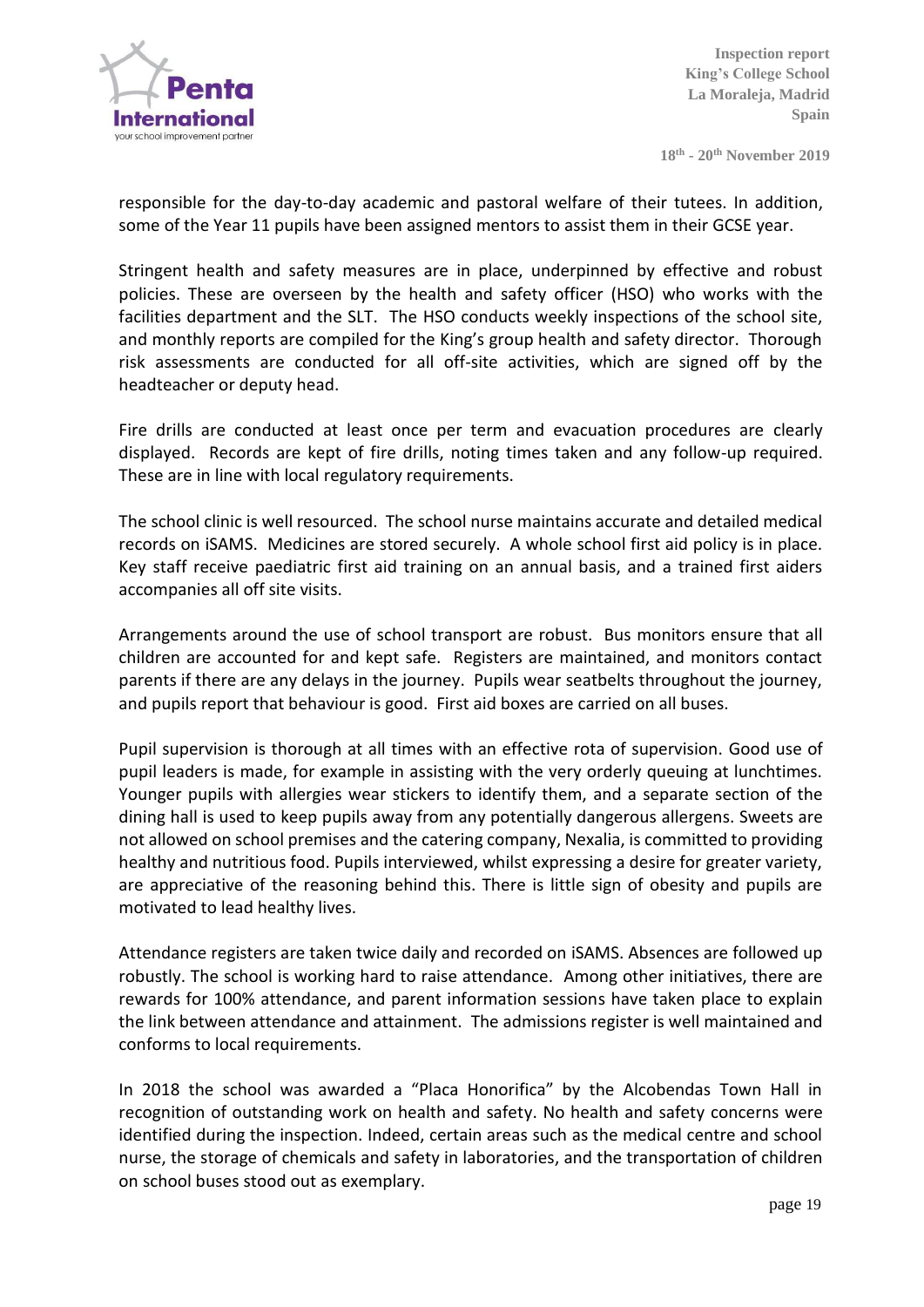responsible for the day-to-day academic and pastoral welfare of their tutees. In addition, some of the Year 11 pupils have been assigned mentors to assist them in their GCSE year.

Stringent health and safety measures are in place, underpinned by effective and robust policies. These are overseen by the health and safety officer (HSO) who works with the facilities department and the SLT. The HSO conducts weekly inspections of the school site, and monthly reports are compiled for the King's group health and safety director. Thorough risk assessments are conducted for all off-site activities, which are signed off by the headteacher or deputy head.

Fire drills are conducted at least once per term and evacuation procedures are clearly displayed. Records are kept of fire drills, noting times taken and any follow-up required. These are in line with local regulatory requirements.

The school clinic is well resourced. The school nurse maintains accurate and detailed medical records on iSAMS. Medicines are stored securely. A whole school first aid policy is in place. Key staff receive paediatric first aid training on an annual basis, and a trained first aiders accompanies all off site visits.

Arrangements around the use of school transport are robust. Bus monitors ensure that all children are accounted for and kept safe. Registers are maintained, and monitors contact parents if there are any delays in the journey. Pupils wear seatbelts throughout the journey, and pupils report that behaviour is good. First aid boxes are carried on all buses.

Pupil supervision is thorough at all times with an effective rota of supervision. Good use of pupil leaders is made, for example in assisting with the very orderly queuing at lunchtimes. Younger pupils with allergies wear stickers to identify them, and a separate section of the dining hall is used to keep pupils away from any potentially dangerous allergens. Sweets are not allowed on school premises and the catering company, Nexalia, is committed to providing healthy and nutritious food. Pupils interviewed, whilst expressing a desire for greater variety, are appreciative of the reasoning behind this. There is little sign of obesity and pupils are motivated to lead healthy lives.

Attendance registers are taken twice daily and recorded on iSAMS. Absences are followed up robustly. The school is working hard to raise attendance. Among other initiatives, there are rewards for 100% attendance, and parent information sessions have taken place to explain the link between attendance and attainment. The admissions register is well maintained and conforms to local requirements.

In 2018 the school was awarded a "Placa Honorifica" by the Alcobendas Town Hall in recognition of outstanding work on health and safety. No health and safety concerns were identified during the inspection. Indeed, certain areas such as the medical centre and school nurse, the storage of chemicals and safety in laboratories, and the transportation of children on school buses stood out as exemplary.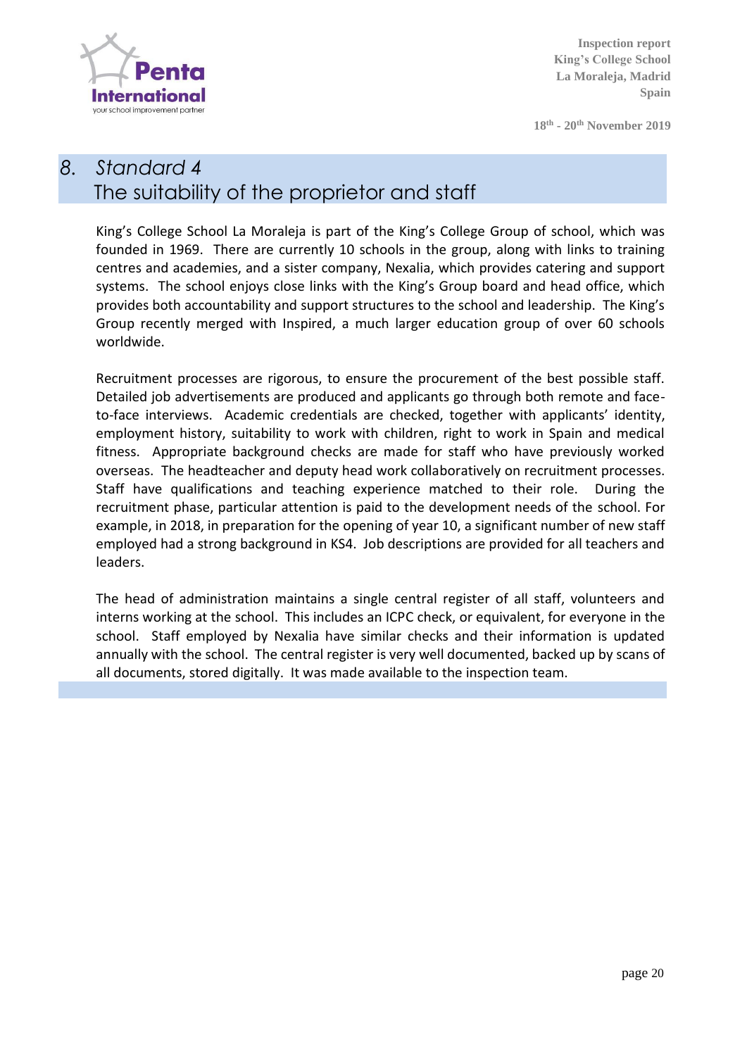## 8. *Standard 4*
## The suitability of the proprietor and staff

King's College School La Moraleja is part of the King's College Group of school, which was founded in 1969. There are currently 10 schools in the group, along with links to training centres and academies, and a sister company, Nexalia, which provides catering and support systems. The school enjoys close links with the King's Group board and head office, which provides both accountability and support structures to the school and leadership. The King's Group recently merged with Inspired, a much larger education group of over 60 schools worldwide.

Recruitment processes are rigorous, to ensure the procurement of the best possible staff. Detailed job advertisements are produced and applicants go through both remote and face-to-face interviews. Academic credentials are checked, together with applicants' identity, employment history, suitability to work with children, right to work in Spain and medical fitness. Appropriate background checks are made for staff who have previously worked overseas. The headteacher and deputy head work collaboratively on recruitment processes. Staff have qualifications and teaching experience matched to their role. During the recruitment phase, particular attention is paid to the development needs of the school. For example, in 2018, in preparation for the opening of year 10, a significant number of new staff employed had a strong background in KS4. Job descriptions are provided for all teachers and leaders.

The head of administration maintains a single central register of all staff, volunteers and interns working at the school. This includes an ICPC check, or equivalent, for everyone in the school. Staff employed by Nexalia have similar checks and their information is updated annually with the school. The central register is very well documented, backed up by scans of all documents, stored digitally. It was made available to the inspection team.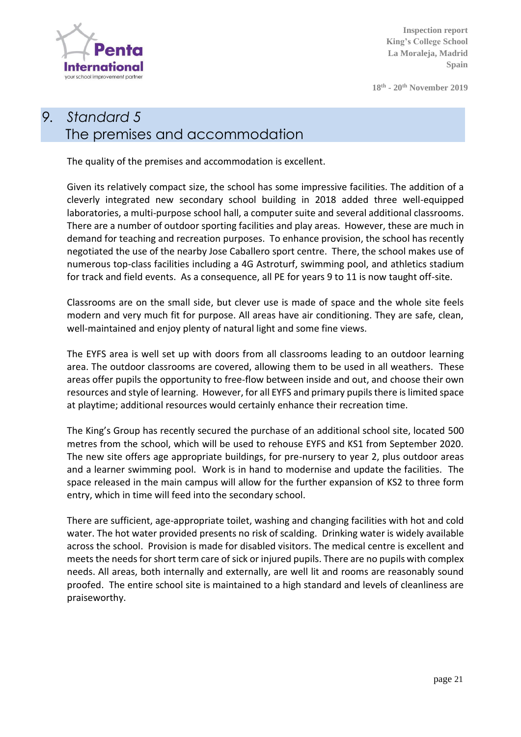# 9. *Standard 5* The premises and accommodation

The quality of the premises and accommodation is excellent.

Given its relatively compact size, the school has some impressive facilities. The addition of a cleverly integrated new secondary school building in 2018 added three well-equipped laboratories, a multi-purpose school hall, a computer suite and several additional classrooms. There are a number of outdoor sporting facilities and play areas. However, these are much in demand for teaching and recreation purposes. To enhance provision, the school has recently negotiated the use of the nearby Jose Caballero sport centre. There, the school makes use of numerous top-class facilities including a 4G Astroturf, swimming pool, and athletics stadium for track and field events. As a consequence, all PE for years 9 to 11 is now taught off-site.

Classrooms are on the small side, but clever use is made of space and the whole site feels modern and very much fit for purpose. All areas have air conditioning. They are safe, clean, well-maintained and enjoy plenty of natural light and some fine views.

The EYFS area is well set up with doors from all classrooms leading to an outdoor learning area. The outdoor classrooms are covered, allowing them to be used in all weathers. These areas offer pupils the opportunity to free-flow between inside and out, and choose their own resources and style of learning. However, for all EYFS and primary pupils there is limited space at playtime; additional resources would certainly enhance their recreation time.

The King's Group has recently secured the purchase of an additional school site, located 500 metres from the school, which will be used to rehouse EYFS and KS1 from September 2020. The new site offers age appropriate buildings, for pre-nursery to year 2, plus outdoor areas and a learner swimming pool. Work is in hand to modernise and update the facilities. The space released in the main campus will allow for the further expansion of KS2 to three form entry, which in time will feed into the secondary school.

There are sufficient, age-appropriate toilet, washing and changing facilities with hot and cold water. The hot water provided presents no risk of scalding. Drinking water is widely available across the school. Provision is made for disabled visitors. The medical centre is excellent and meets the needs for short term care of sick or injured pupils. There are no pupils with complex needs. All areas, both internally and externally, are well lit and rooms are reasonably sound proofed. The entire school site is maintained to a high standard and levels of cleanliness are praiseworthy.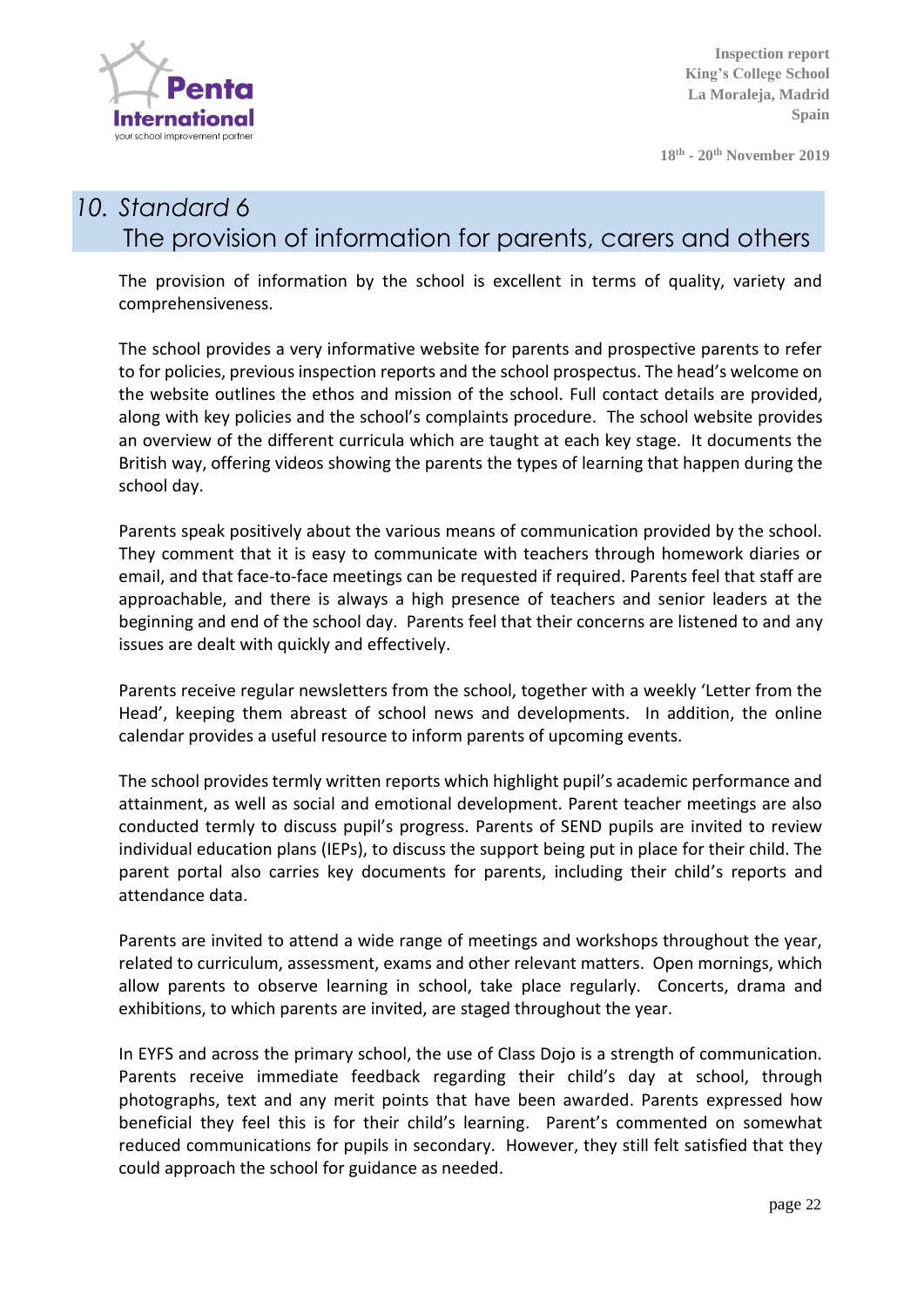# 10. Standard 6
## The provision of information for parents, carers and others

The provision of information by the school is excellent in terms of quality, variety and comprehensiveness.

The school provides a very informative website for parents and prospective parents to refer to for policies, previous inspection reports and the school prospectus. The head's welcome on the website outlines the ethos and mission of the school. Full contact details are provided, along with key policies and the school's complaints procedure. The school website provides an overview of the different curricula which are taught at each key stage. It documents the British way, offering videos showing the parents the types of learning that happen during the school day.

Parents speak positively about the various means of communication provided by the school. They comment that it is easy to communicate with teachers through homework diaries or email, and that face-to-face meetings can be requested if required. Parents feel that staff are approachable, and there is always a high presence of teachers and senior leaders at the beginning and end of the school day. Parents feel that their concerns are listened to and any issues are dealt with quickly and effectively.

Parents receive regular newsletters from the school, together with a weekly 'Letter from the Head', keeping them abreast of school news and developments. In addition, the online calendar provides a useful resource to inform parents of upcoming events.

The school provides termly written reports which highlight pupil's academic performance and attainment, as well as social and emotional development. Parent teacher meetings are also conducted termly to discuss pupil's progress. Parents of SEND pupils are invited to review individual education plans (IEPs), to discuss the support being put in place for their child. The parent portal also carries key documents for parents, including their child's reports and attendance data.

Parents are invited to attend a wide range of meetings and workshops throughout the year, related to curriculum, assessment, exams and other relevant matters. Open mornings, which allow parents to observe learning in school, take place regularly. Concerts, drama and exhibitions, to which parents are invited, are staged throughout the year.

In EYFS and across the primary school, the use of Class Dojo is a strength of communication. Parents receive immediate feedback regarding their child's day at school, through photographs, text and any merit points that have been awarded. Parents expressed how beneficial they feel this is for their child's learning. Parent's commented on somewhat reduced communications for pupils in secondary. However, they still felt satisfied that they could approach the school for guidance as needed.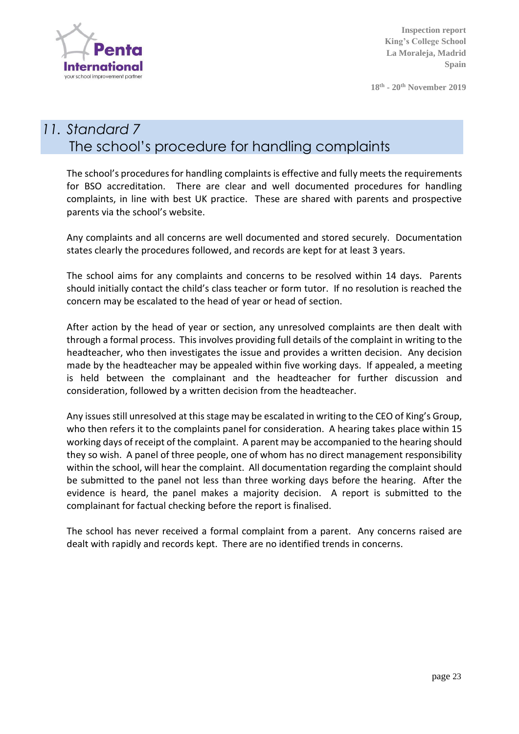## 11. Standard 7
## The school's procedure for handling complaints

The school's procedures for handling complaints is effective and fully meets the requirements for BSO accreditation. There are clear and well documented procedures for handling complaints, in line with best UK practice. These are shared with parents and prospective parents via the school's website.

Any complaints and all concerns are well documented and stored securely. Documentation states clearly the procedures followed, and records are kept for at least 3 years.

The school aims for any complaints and concerns to be resolved within 14 days. Parents should initially contact the child's class teacher or form tutor. If no resolution is reached the concern may be escalated to the head of year or head of section.

After action by the head of year or section, any unresolved complaints are then dealt with through a formal process. This involves providing full details of the complaint in writing to the headteacher, who then investigates the issue and provides a written decision. Any decision made by the headteacher may be appealed within five working days. If appealed, a meeting is held between the complainant and the headteacher for further discussion and consideration, followed by a written decision from the headteacher.

Any issues still unresolved at this stage may be escalated in writing to the CEO of King's Group, who then refers it to the complaints panel for consideration. A hearing takes place within 15 working days of receipt of the complaint. A parent may be accompanied to the hearing should they so wish. A panel of three people, one of whom has no direct management responsibility within the school, will hear the complaint. All documentation regarding the complaint should be submitted to the panel not less than three working days before the hearing. After the evidence is heard, the panel makes a majority decision. A report is submitted to the complainant for factual checking before the report is finalised.

The school has never received a formal complaint from a parent. Any concerns raised are dealt with rapidly and records kept. There are no identified trends in concerns.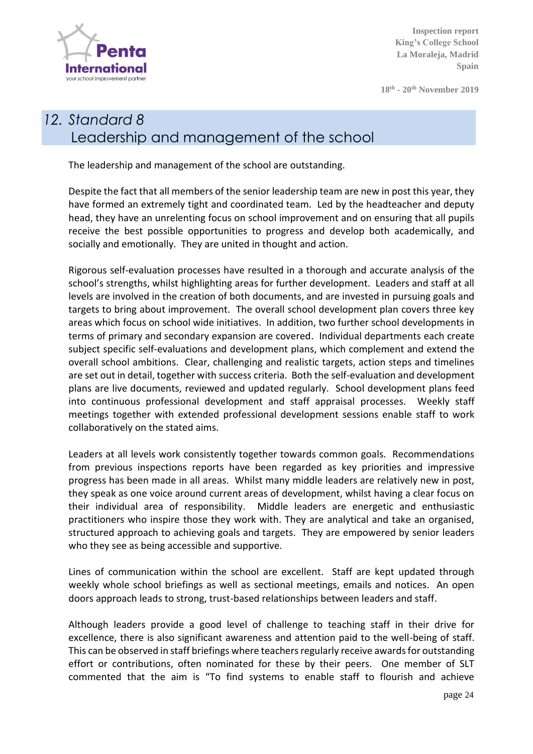## 12. Standard 8
## Leadership and management of the school

The leadership and management of the school are outstanding.

Despite the fact that all members of the senior leadership team are new in post this year, they have formed an extremely tight and coordinated team. Led by the headteacher and deputy head, they have an unrelenting focus on school improvement and on ensuring that all pupils receive the best possible opportunities to progress and develop both academically, and socially and emotionally. They are united in thought and action.

Rigorous self-evaluation processes have resulted in a thorough and accurate analysis of the school's strengths, whilst highlighting areas for further development. Leaders and staff at all levels are involved in the creation of both documents, and are invested in pursuing goals and targets to bring about improvement. The overall school development plan covers three key areas which focus on school wide initiatives. In addition, two further school developments in terms of primary and secondary expansion are covered. Individual departments each create subject specific self-evaluations and development plans, which complement and extend the overall school ambitions. Clear, challenging and realistic targets, action steps and timelines are set out in detail, together with success criteria. Both the self-evaluation and development plans are live documents, reviewed and updated regularly. School development plans feed into continuous professional development and staff appraisal processes. Weekly staff meetings together with extended professional development sessions enable staff to work collaboratively on the stated aims.

Leaders at all levels work consistently together towards common goals. Recommendations from previous inspections reports have been regarded as key priorities and impressive progress has been made in all areas. Whilst many middle leaders are relatively new in post, they speak as one voice around current areas of development, whilst having a clear focus on their individual area of responsibility. Middle leaders are energetic and enthusiastic practitioners who inspire those they work with. They are analytical and take an organised, structured approach to achieving goals and targets. They are empowered by senior leaders who they see as being accessible and supportive.

Lines of communication within the school are excellent. Staff are kept updated through weekly whole school briefings as well as sectional meetings, emails and notices. An open doors approach leads to strong, trust-based relationships between leaders and staff.

Although leaders provide a good level of challenge to teaching staff in their drive for excellence, there is also significant awareness and attention paid to the well-being of staff. This can be observed in staff briefings where teachers regularly receive awards for outstanding effort or contributions, often nominated for these by their peers. One member of SLT commented that the aim is "To find systems to enable staff to flourish and achieve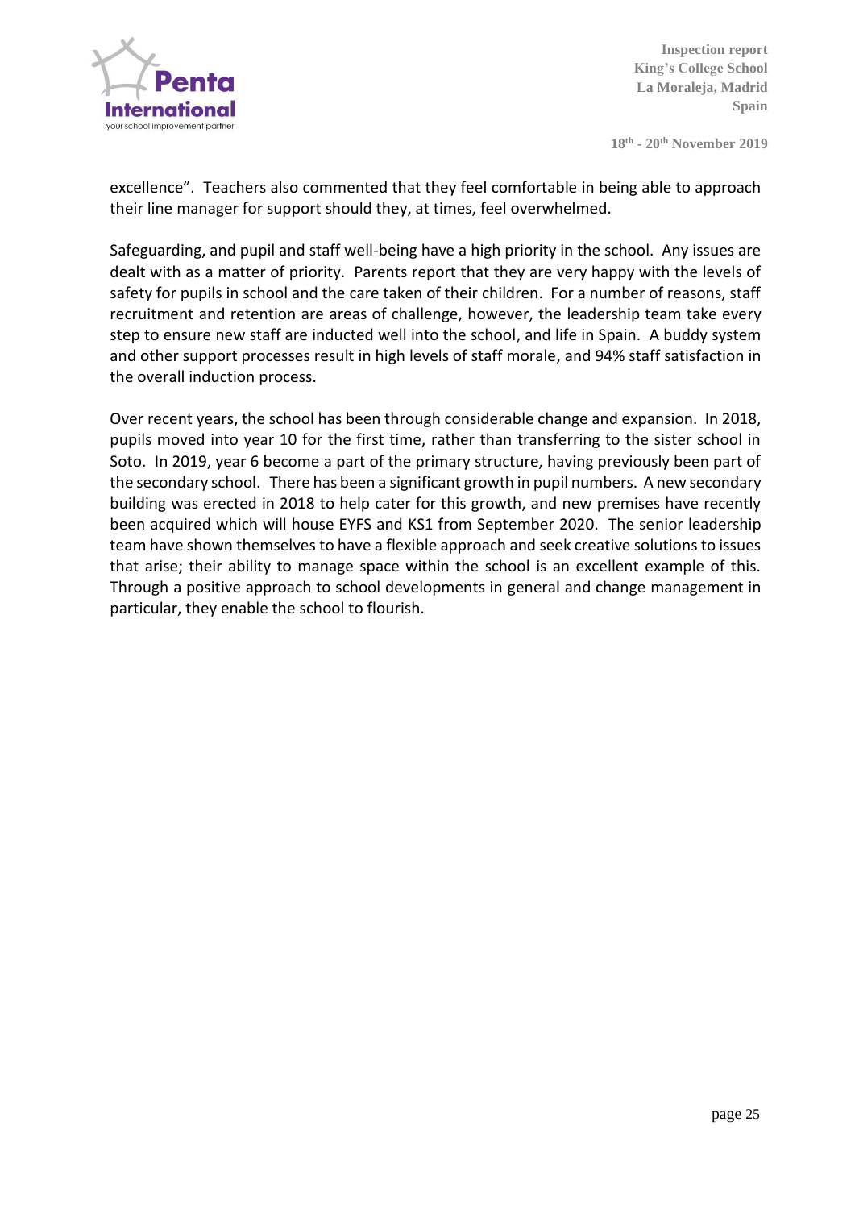excellence". Teachers also commented that they feel comfortable in being able to approach their line manager for support should they, at times, feel overwhelmed.

Safeguarding, and pupil and staff well-being have a high priority in the school. Any issues are dealt with as a matter of priority. Parents report that they are very happy with the levels of safety for pupils in school and the care taken of their children. For a number of reasons, staff recruitment and retention are areas of challenge, however, the leadership team take every step to ensure new staff are inducted well into the school, and life in Spain. A buddy system and other support processes result in high levels of staff morale, and 94% staff satisfaction in the overall induction process.

Over recent years, the school has been through considerable change and expansion. In 2018, pupils moved into year 10 for the first time, rather than transferring to the sister school in Soto. In 2019, year 6 become a part of the primary structure, having previously been part of the secondary school. There has been a significant growth in pupil numbers. A new secondary building was erected in 2018 to help cater for this growth, and new premises have recently been acquired which will house EYFS and KS1 from September 2020. The senior leadership team have shown themselves to have a flexible approach and seek creative solutions to issues that arise; their ability to manage space within the school is an excellent example of this. Through a positive approach to school developments in general and change management in particular, they enable the school to flourish.